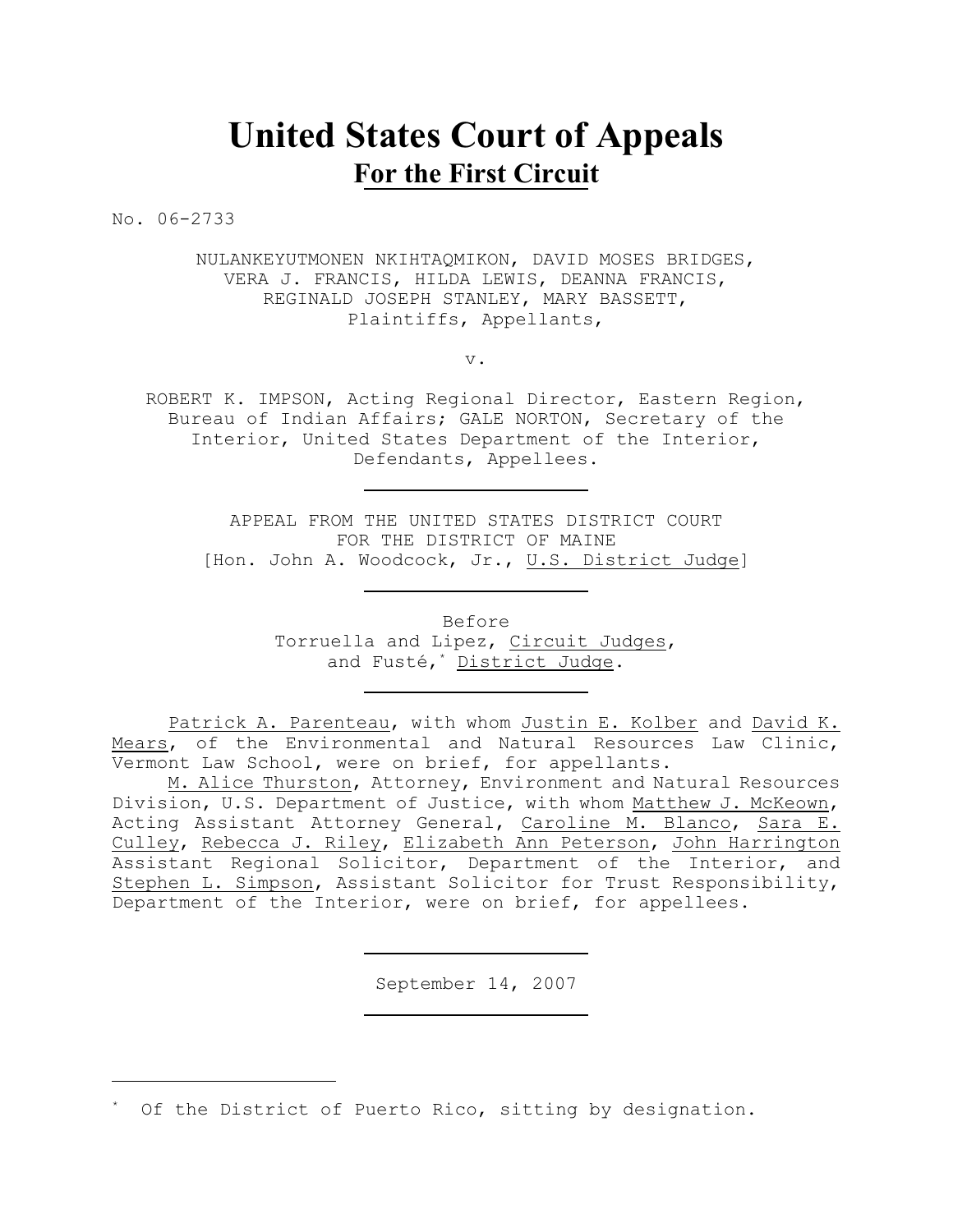# United States Court of Appeals
## For the First Circuit

No. 06-2733

NULANKEYUTMONEN NKIHTAQMIKON, DAVID MOSES BRIDGES, VERA J. FRANCIS, HILDA LEWIS, DEANNA FRANCIS, REGINALD JOSEPH STANLEY, MARY BASSETT,
Plaintiffs, Appellants,

v.

ROBERT K. IMPSON, Acting Regional Director, Eastern Region, Bureau of Indian Affairs; GALE NORTON, Secretary of the Interior, United States Department of the Interior,
Defendants, Appellees.

---

APPEAL FROM THE UNITED STATES DISTRICT COURT
FOR THE DISTRICT OF MAINE
[Hon. John A. Woodcock, Jr., U.S. District Judge]

---

Before
Torruella and Lipez, Circuit Judges,
and Fusté,* District Judge.

---

Patrick A. Parenteau, with whom Justin E. Kolber and David K. Mears, of the Environmental and Natural Resources Law Clinic, Vermont Law School, were on brief, for appellants.

M. Alice Thurston, Attorney, Environment and Natural Resources Division, U.S. Department of Justice, with whom Matthew J. McKeown, Acting Assistant Attorney General, Caroline M. Blanco, Sara E. Culley, Rebecca J. Riley, Elizabeth Ann Peterson, John Harrington Assistant Regional Solicitor, Department of the Interior, and Stephen L. Simpson, Assistant Solicitor for Trust Responsibility, Department of the Interior, were on brief, for appellees.

---

September 14, 2007

---

\* Of the District of Puerto Rico, sitting by designation.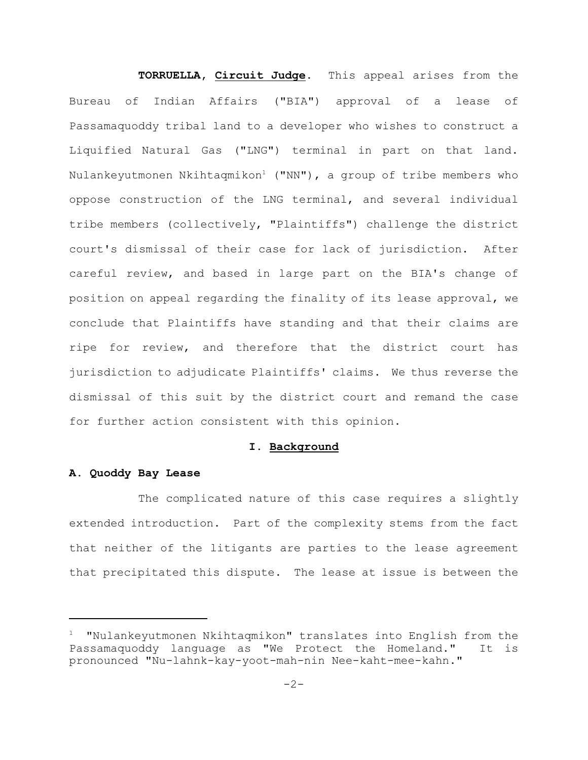**TORRUELLA, Circuit Judge.** This appeal arises from the Bureau of Indian Affairs ("BIA") approval of a lease of Passamaquoddy tribal land to a developer who wishes to construct a Liquified Natural Gas ("LNG") terminal in part on that land. Nulankeyutmonen Nkihtaqmikon[1] ("NN"), a group of tribe members who oppose construction of the LNG terminal, and several individual tribe members (collectively, "Plaintiffs") challenge the district court's dismissal of their case for lack of jurisdiction. After careful review, and based in large part on the BIA's change of position on appeal regarding the finality of its lease approval, we conclude that Plaintiffs have standing and that their claims are ripe for review, and therefore that the district court has jurisdiction to adjudicate Plaintiffs' claims. We thus reverse the dismissal of this suit by the district court and remand the case for further action consistent with this opinion.

## I. Background

### A. Quoddy Bay Lease

The complicated nature of this case requires a slightly extended introduction. Part of the complexity stems from the fact that neither of the litigants are parties to the lease agreement that precipitated this dispute. The lease at issue is between the

---

[1] "Nulankeyutmonen Nkihtaqmikon" translates into English from the Passamaquoddy language as "We Protect the Homeland." It is pronounced "Nu-lahnk-kay-yoot-mah-nin Nee-kaht-mee-kahn."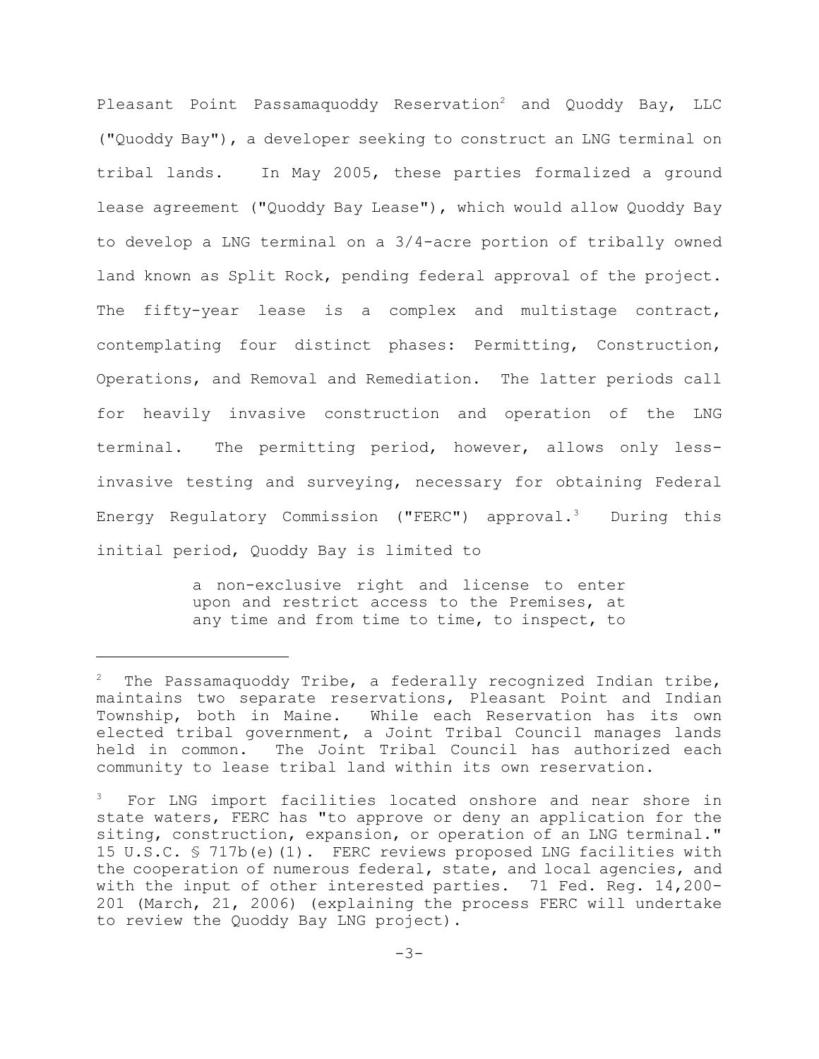Pleasant Point Passamaquoddy Reservation[2] and Quoddy Bay, LLC ("Quoddy Bay"), a developer seeking to construct an LNG terminal on tribal lands. In May 2005, these parties formalized a ground lease agreement ("Quoddy Bay Lease"), which would allow Quoddy Bay to develop a LNG terminal on a 3/4-acre portion of tribally owned land known as Split Rock, pending federal approval of the project. The fifty-year lease is a complex and multistage contract, contemplating four distinct phases: Permitting, Construction, Operations, and Removal and Remediation. The latter periods call for heavily invasive construction and operation of the LNG terminal. The permitting period, however, allows only less-invasive testing and surveying, necessary for obtaining Federal Energy Regulatory Commission ("FERC") approval.[3] During this initial period, Quoddy Bay is limited to

> a non-exclusive right and license to enter upon and restrict access to the Premises, at any time and from time to time, to inspect, to

---

[2] The Passamaquoddy Tribe, a federally recognized Indian tribe, maintains two separate reservations, Pleasant Point and Indian Township, both in Maine. While each Reservation has its own elected tribal government, a Joint Tribal Council manages lands held in common. The Joint Tribal Council has authorized each community to lease tribal land within its own reservation.

[3] For LNG import facilities located onshore and near shore in state waters, FERC has "to approve or deny an application for the siting, construction, expansion, or operation of an LNG terminal." 15 U.S.C. § 717b(e)(1). FERC reviews proposed LNG facilities with the cooperation of numerous federal, state, and local agencies, and with the input of other interested parties. 71 Fed. Reg. 14,200-201 (March, 21, 2006) (explaining the process FERC will undertake to review the Quoddy Bay LNG project).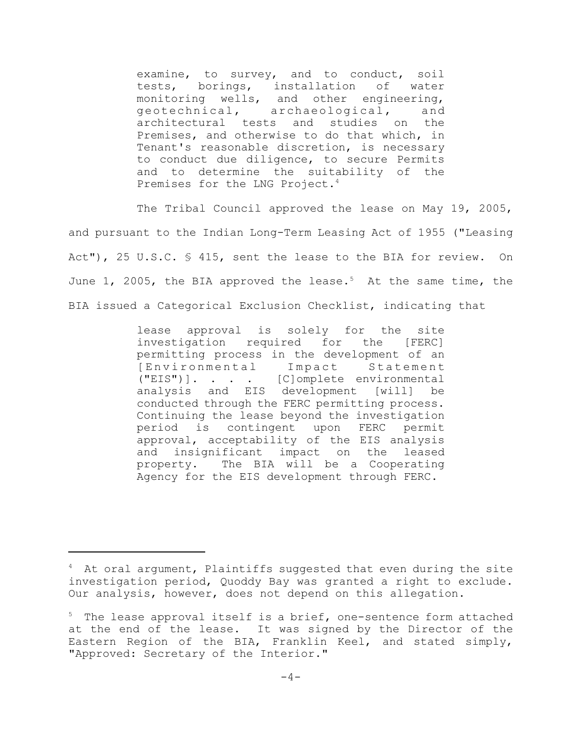> examine, to survey, and to conduct, soil tests, borings, installation of water monitoring wells, and other engineering, geotechnical, archaeological, and architectural tests and studies on the Premises, and otherwise to do that which, in Tenant's reasonable discretion, is necessary to conduct due diligence, to secure Permits and to determine the suitability of the Premises for the LNG Project.[4]

The Tribal Council approved the lease on May 19, 2005, and pursuant to the Indian Long-Term Leasing Act of 1955 ("Leasing Act"), 25 U.S.C. § 415, sent the lease to the BIA for review. On June 1, 2005, the BIA approved the lease.[5] At the same time, the BIA issued a Categorical Exclusion Checklist, indicating that

> lease approval is solely for the site investigation required for the [FERC] permitting process in the development of an [Environmental Impact Statement ("EIS")]. . . . [C]omplete environmental analysis and EIS development [will] be conducted through the FERC permitting process. Continuing the lease beyond the investigation period is contingent upon FERC permit approval, acceptability of the EIS analysis and insignificant impact on the leased property. The BIA will be a Cooperating Agency for the EIS development through FERC.

---

[4] At oral argument, Plaintiffs suggested that even during the site investigation period, Quoddy Bay was granted a right to exclude. Our analysis, however, does not depend on this allegation.

[5] The lease approval itself is a brief, one-sentence form attached at the end of the lease. It was signed by the Director of the Eastern Region of the BIA, Franklin Keel, and stated simply, "Approved: Secretary of the Interior."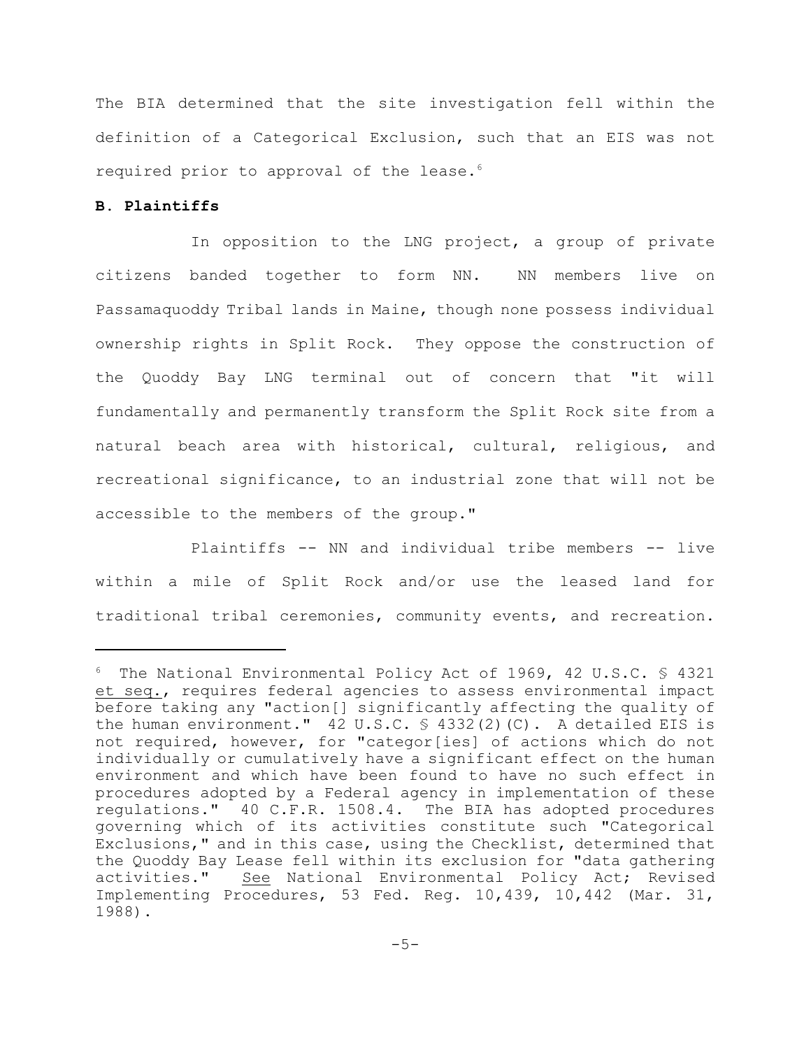The BIA determined that the site investigation fell within the definition of a Categorical Exclusion, such that an EIS was not required prior to approval of the lease.[6]

**B. Plaintiffs**

In opposition to the LNG project, a group of private citizens banded together to form NN. NN members live on Passamaquoddy Tribal lands in Maine, though none possess individual ownership rights in Split Rock. They oppose the construction of the Quoddy Bay LNG terminal out of concern that "it will fundamentally and permanently transform the Split Rock site from a natural beach area with historical, cultural, religious, and recreational significance, to an industrial zone that will not be accessible to the members of the group."

Plaintiffs -- NN and individual tribe members -- live within a mile of Split Rock and/or use the leased land for traditional tribal ceremonies, community events, and recreation.

---

[6] The National Environmental Policy Act of 1969, 42 U.S.C. § 4321 et seq., requires federal agencies to assess environmental impact before taking any "action[] significantly affecting the quality of the human environment." 42 U.S.C. § 4332(2)(C). A detailed EIS is not required, however, for "categor[ies] of actions which do not individually or cumulatively have a significant effect on the human environment and which have been found to have no such effect in procedures adopted by a Federal agency in implementation of these regulations." 40 C.F.R. 1508.4. The BIA has adopted procedures governing which of its activities constitute such "Categorical Exclusions," and in this case, using the Checklist, determined that the Quoddy Bay Lease fell within its exclusion for "data gathering activities." See National Environmental Policy Act; Revised Implementing Procedures, 53 Fed. Reg. 10,439, 10,442 (Mar. 31, 1988).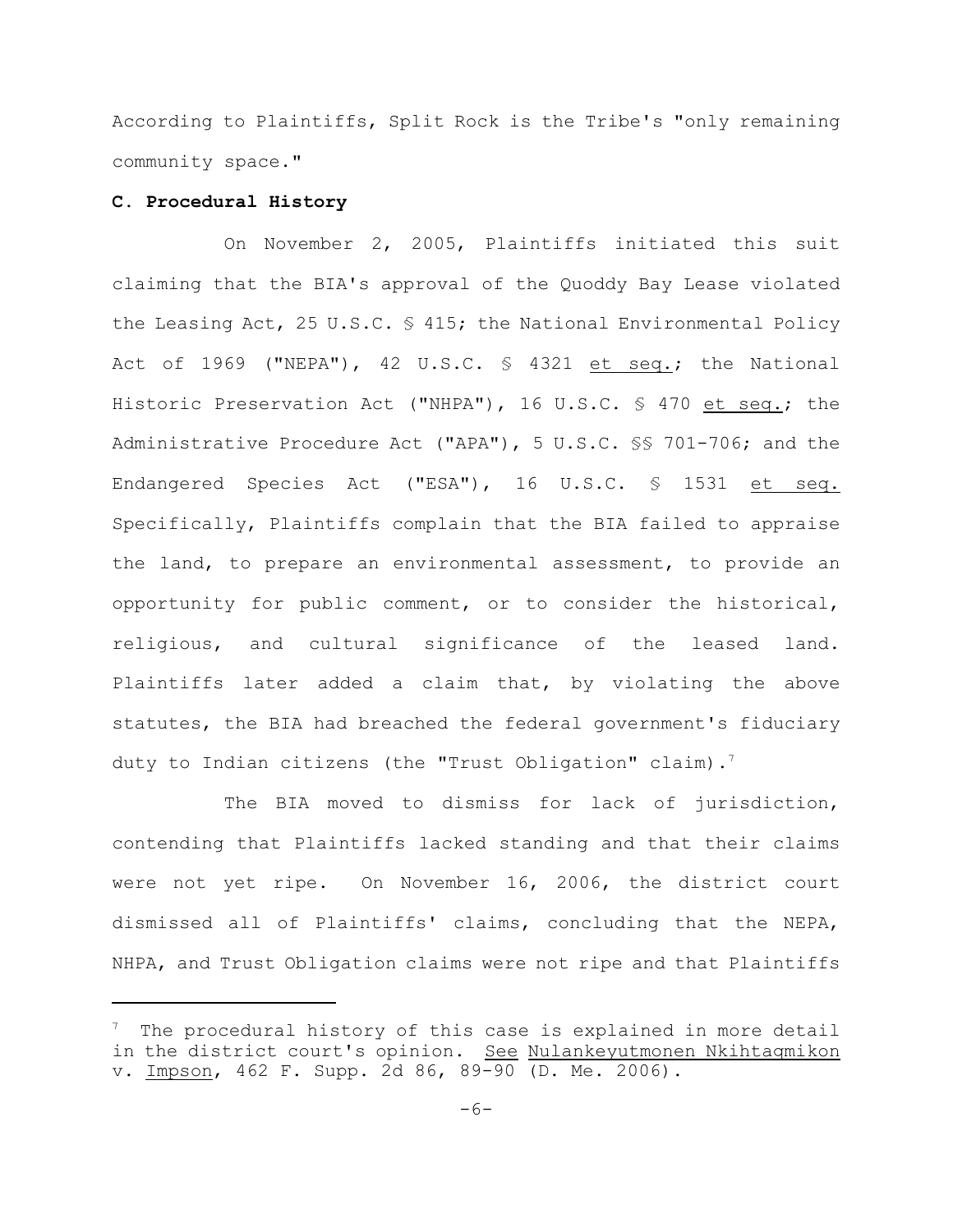According to Plaintiffs, Split Rock is the Tribe's "only remaining community space."

**C. Procedural History**

On November 2, 2005, Plaintiffs initiated this suit claiming that the BIA's approval of the Quoddy Bay Lease violated the Leasing Act, 25 U.S.C. § 415; the National Environmental Policy Act of 1969 ("NEPA"), 42 U.S.C. § 4321 et seq.; the National Historic Preservation Act ("NHPA"), 16 U.S.C. § 470 et seq.; the Administrative Procedure Act ("APA"), 5 U.S.C. §§ 701-706; and the Endangered Species Act ("ESA"), 16 U.S.C. § 1531 et seq. Specifically, Plaintiffs complain that the BIA failed to appraise the land, to prepare an environmental assessment, to provide an opportunity for public comment, or to consider the historical, religious, and cultural significance of the leased land. Plaintiffs later added a claim that, by violating the above statutes, the BIA had breached the federal government's fiduciary duty to Indian citizens (the "Trust Obligation" claim).[7]

The BIA moved to dismiss for lack of jurisdiction, contending that Plaintiffs lacked standing and that their claims were not yet ripe. On November 16, 2006, the district court dismissed all of Plaintiffs' claims, concluding that the NEPA, NHPA, and Trust Obligation claims were not ripe and that Plaintiffs

---

[7] The procedural history of this case is explained in more detail in the district court's opinion. See Nulankeyutmonen Nkihtaqmikon v. Impson, 462 F. Supp. 2d 86, 89-90 (D. Me. 2006).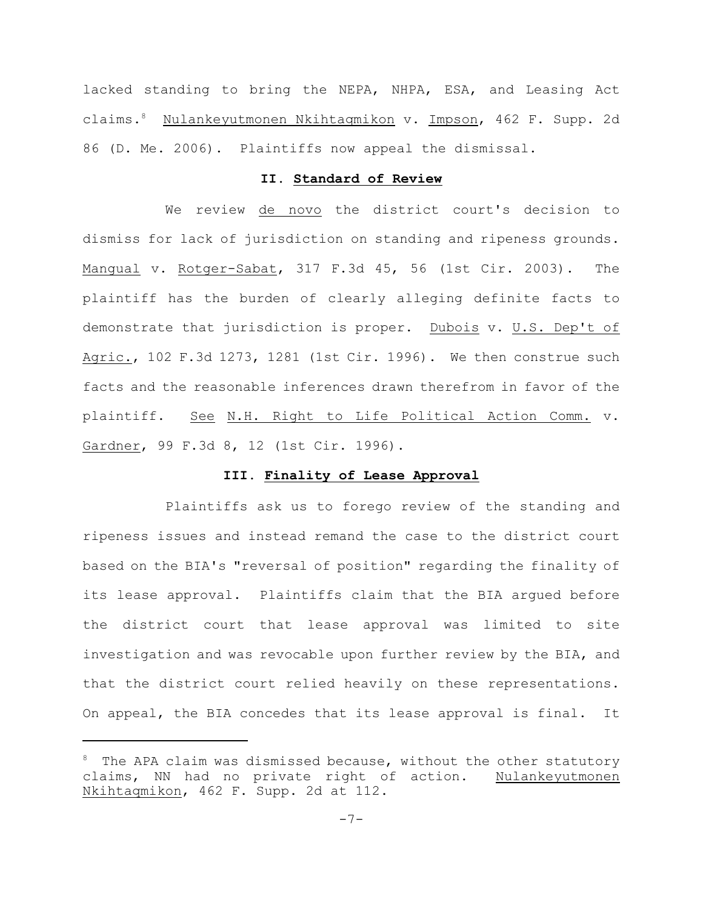lacked standing to bring the NEPA, NHPA, ESA, and Leasing Act claims.[8] Nulankeyutmonen Nkihtaqmikon v. Impson, 462 F. Supp. 2d 86 (D. Me. 2006). Plaintiffs now appeal the dismissal.

## II. Standard of Review

We review de novo the district court's decision to dismiss for lack of jurisdiction on standing and ripeness grounds. Mangual v. Rotger-Sabat, 317 F.3d 45, 56 (1st Cir. 2003). The plaintiff has the burden of clearly alleging definite facts to demonstrate that jurisdiction is proper. Dubois v. U.S. Dep't of Agric., 102 F.3d 1273, 1281 (1st Cir. 1996). We then construe such facts and the reasonable inferences drawn therefrom in favor of the plaintiff. See N.H. Right to Life Political Action Comm. v. Gardner, 99 F.3d 8, 12 (1st Cir. 1996).

## III. Finality of Lease Approval

Plaintiffs ask us to forego review of the standing and ripeness issues and instead remand the case to the district court based on the BIA's "reversal of position" regarding the finality of its lease approval. Plaintiffs claim that the BIA argued before the district court that lease approval was limited to site investigation and was revocable upon further review by the BIA, and that the district court relied heavily on these representations. On appeal, the BIA concedes that its lease approval is final. It

[8] The APA claim was dismissed because, without the other statutory claims, NN had no private right of action. Nulankeyutmonen Nkihtaqmikon, 462 F. Supp. 2d at 112.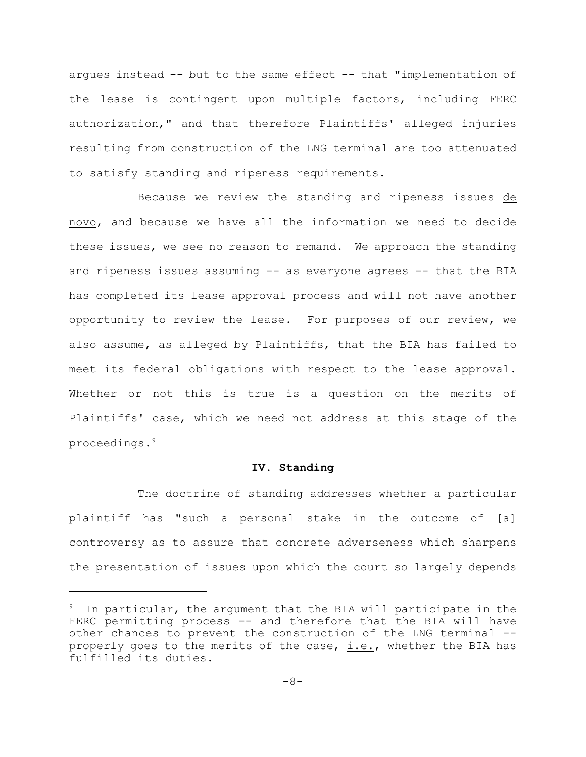argues instead -- but to the same effect -- that "implementation of the lease is contingent upon multiple factors, including FERC authorization," and that therefore Plaintiffs' alleged injuries resulting from construction of the LNG terminal are too attenuated to satisfy standing and ripeness requirements.

Because we review the standing and ripeness issues _de novo_, and because we have all the information we need to decide these issues, we see no reason to remand. We approach the standing and ripeness issues assuming -- as everyone agrees -- that the BIA has completed its lease approval process and will not have another opportunity to review the lease. For purposes of our review, we also assume, as alleged by Plaintiffs, that the BIA has failed to meet its federal obligations with respect to the lease approval. Whether or not this is true is a question on the merits of Plaintiffs' case, which we need not address at this stage of the proceedings.[9]

## IV. Standing

The doctrine of standing addresses whether a particular plaintiff has "such a personal stake in the outcome of [a] controversy as to assure that concrete adverseness which sharpens the presentation of issues upon which the court so largely depends

---

[9] In particular, the argument that the BIA will participate in the FERC permitting process -- and therefore that the BIA will have other chances to prevent the construction of the LNG terminal -- properly goes to the merits of the case, _i.e._, whether the BIA has fulfilled its duties.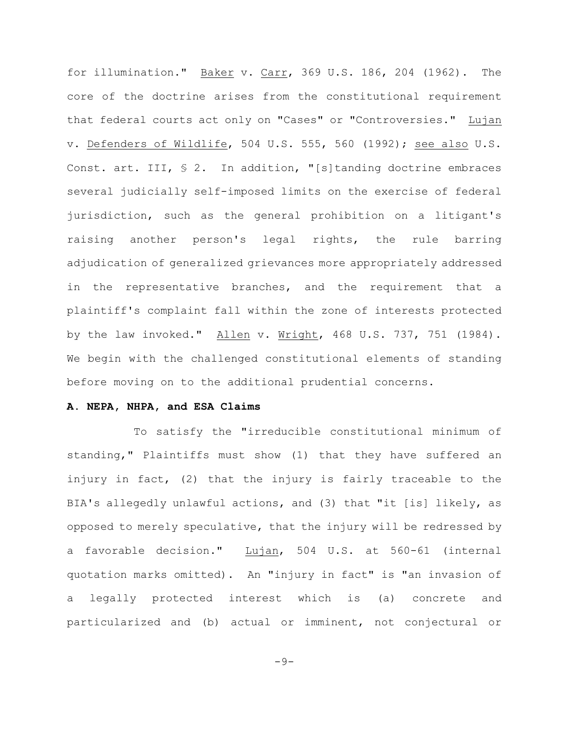for illumination." Baker v. Carr, 369 U.S. 186, 204 (1962). The core of the doctrine arises from the constitutional requirement that federal courts act only on "Cases" or "Controversies." Lujan v. Defenders of Wildlife, 504 U.S. 555, 560 (1992); see also U.S. Const. art. III, § 2. In addition, "[s]tanding doctrine embraces several judicially self-imposed limits on the exercise of federal jurisdiction, such as the general prohibition on a litigant's raising another person's legal rights, the rule barring adjudication of generalized grievances more appropriately addressed in the representative branches, and the requirement that a plaintiff's complaint fall within the zone of interests protected by the law invoked." Allen v. Wright, 468 U.S. 737, 751 (1984). We begin with the challenged constitutional elements of standing before moving on to the additional prudential concerns.

**A. NEPA, NHPA, and ESA Claims**

To satisfy the "irreducible constitutional minimum of standing," Plaintiffs must show (1) that they have suffered an injury in fact, (2) that the injury is fairly traceable to the BIA's allegedly unlawful actions, and (3) that "it [is] likely, as opposed to merely speculative, that the injury will be redressed by a favorable decision." Lujan, 504 U.S. at 560-61 (internal quotation marks omitted). An "injury in fact" is "an invasion of a legally protected interest which is (a) concrete and particularized and (b) actual or imminent, not conjectural or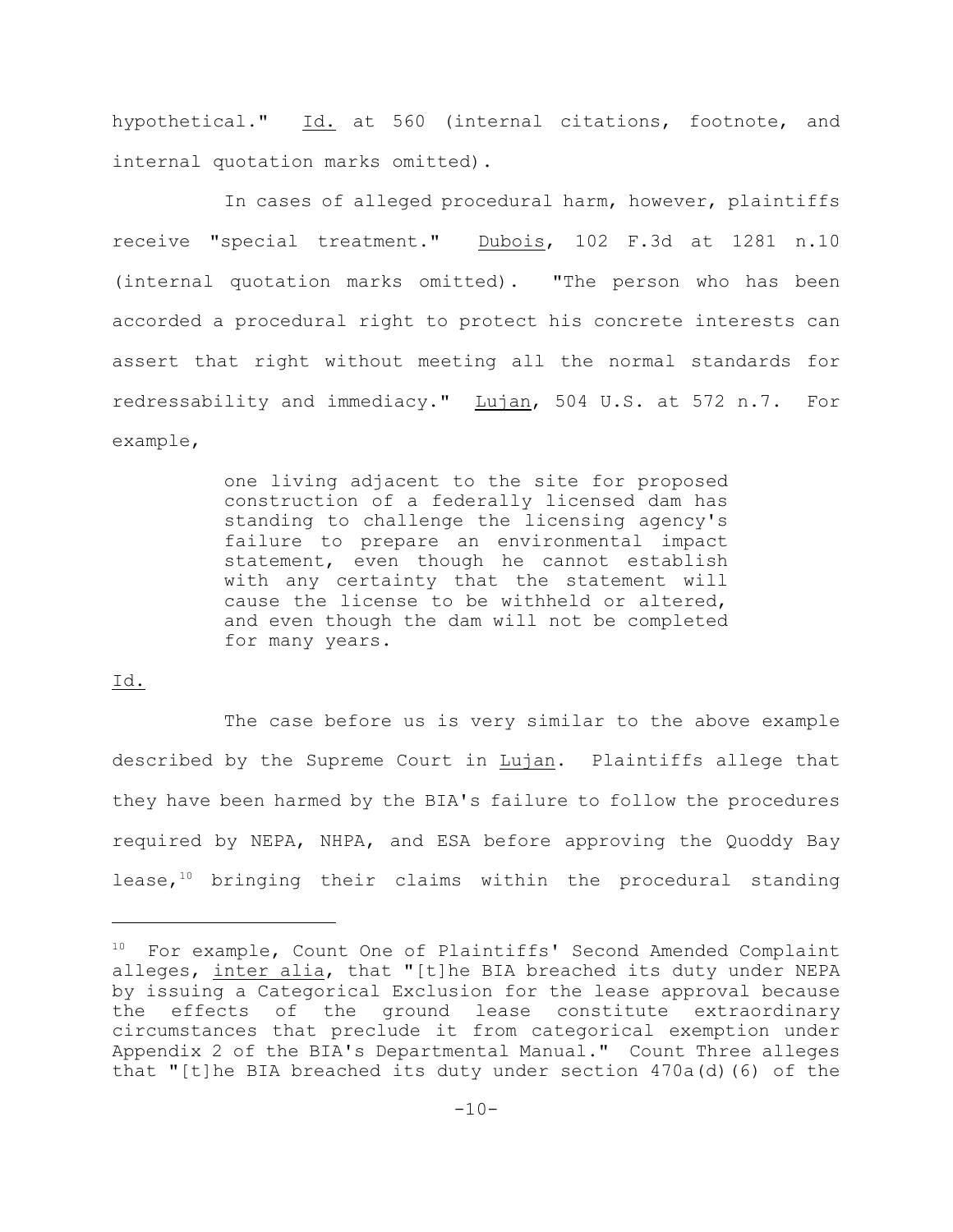hypothetical." Id. at 560 (internal citations, footnote, and internal quotation marks omitted).

In cases of alleged procedural harm, however, plaintiffs receive "special treatment." Dubois, 102 F.3d at 1281 n.10 (internal quotation marks omitted). "The person who has been accorded a procedural right to protect his concrete interests can assert that right without meeting all the normal standards for redressability and immediacy." Lujan, 504 U.S. at 572 n.7. For example,

> one living adjacent to the site for proposed construction of a federally licensed dam has standing to challenge the licensing agency's failure to prepare an environmental impact statement, even though he cannot establish with any certainty that the statement will cause the license to be withheld or altered, and even though the dam will not be completed for many years.

Id.

The case before us is very similar to the above example described by the Supreme Court in Lujan. Plaintiffs allege that they have been harmed by the BIA's failure to follow the procedures required by NEPA, NHPA, and ESA before approving the Quoddy Bay lease,[10] bringing their claims within the procedural standing

[10] For example, Count One of Plaintiffs' Second Amended Complaint alleges, inter alia, that "[t]he BIA breached its duty under NEPA by issuing a Categorical Exclusion for the lease approval because the effects of the ground lease constitute extraordinary circumstances that preclude it from categorical exemption under Appendix 2 of the BIA's Departmental Manual." Count Three alleges that "[t]he BIA breached its duty under section 470a(d)(6) of the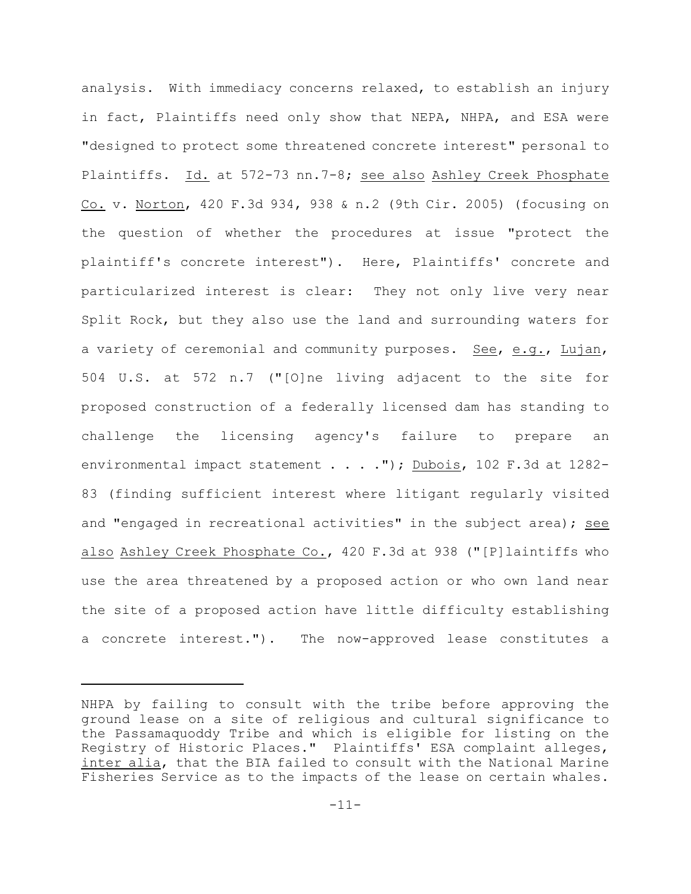analysis. With immediacy concerns relaxed, to establish an injury in fact, Plaintiffs need only show that NEPA, NHPA, and ESA were "designed to protect some threatened concrete interest" personal to Plaintiffs. Id. at 572-73 nn.7-8; see also Ashley Creek Phosphate Co. v. Norton, 420 F.3d 934, 938 & n.2 (9th Cir. 2005) (focusing on the question of whether the procedures at issue "protect the plaintiff's concrete interest"). Here, Plaintiffs' concrete and particularized interest is clear: They not only live very near Split Rock, but they also use the land and surrounding waters for a variety of ceremonial and community purposes. See, e.g., Lujan, 504 U.S. at 572 n.7 ("[O]ne living adjacent to the site for proposed construction of a federally licensed dam has standing to challenge the licensing agency's failure to prepare an environmental impact statement . . . ."); Dubois, 102 F.3d at 1282-83 (finding sufficient interest where litigant regularly visited and "engaged in recreational activities" in the subject area); see also Ashley Creek Phosphate Co., 420 F.3d at 938 ("[P]laintiffs who use the area threatened by a proposed action or who own land near the site of a proposed action have little difficulty establishing a concrete interest."). The now-approved lease constitutes a

---

NHPA by failing to consult with the tribe before approving the ground lease on a site of religious and cultural significance to the Passamaquoddy Tribe and which is eligible for listing on the Registry of Historic Places." Plaintiffs' ESA complaint alleges, inter alia, that the BIA failed to consult with the National Marine Fisheries Service as to the impacts of the lease on certain whales.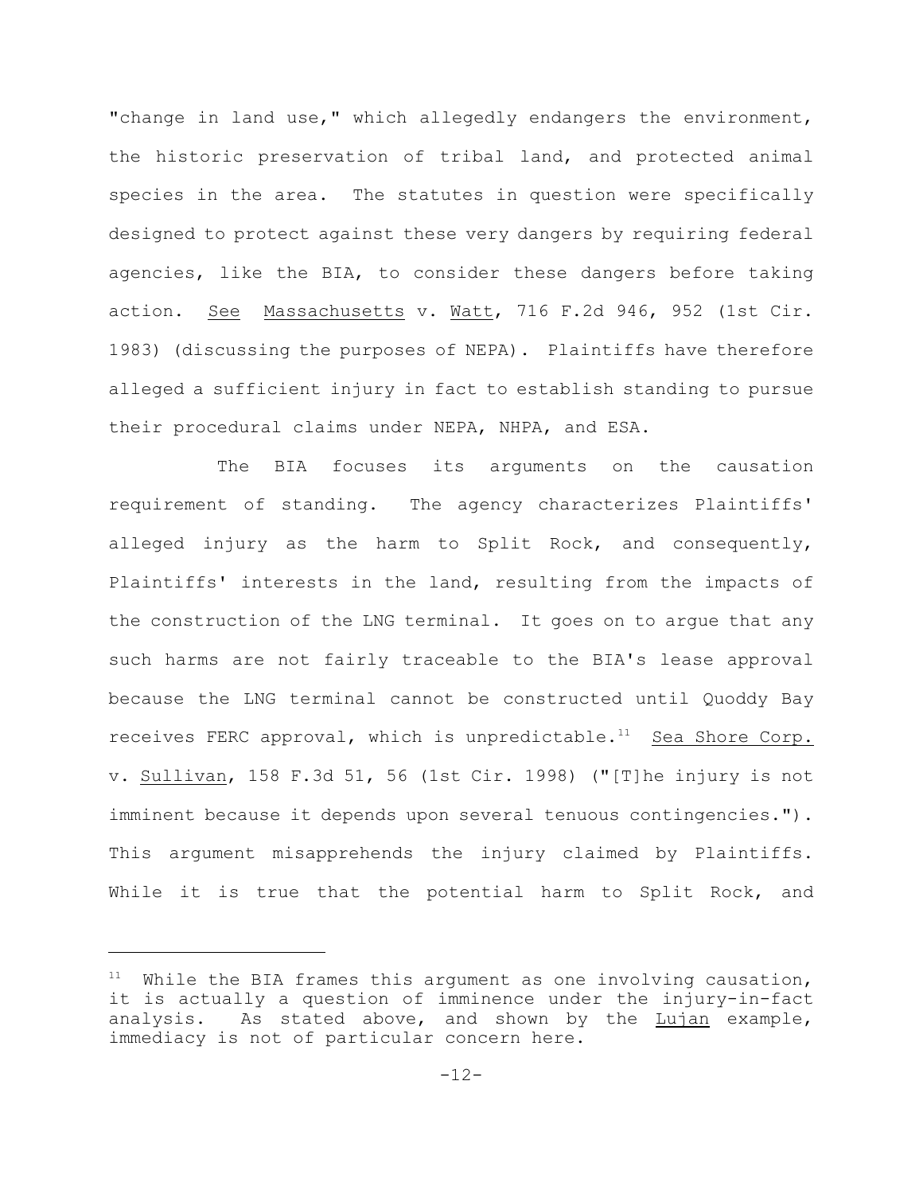"change in land use," which allegedly endangers the environment, the historic preservation of tribal land, and protected animal species in the area. The statutes in question were specifically designed to protect against these very dangers by requiring federal agencies, like the BIA, to consider these dangers before taking action. See Massachusetts v. Watt, 716 F.2d 946, 952 (1st Cir. 1983) (discussing the purposes of NEPA). Plaintiffs have therefore alleged a sufficient injury in fact to establish standing to pursue their procedural claims under NEPA, NHPA, and ESA.

The BIA focuses its arguments on the causation requirement of standing. The agency characterizes Plaintiffs' alleged injury as the harm to Split Rock, and consequently, Plaintiffs' interests in the land, resulting from the impacts of the construction of the LNG terminal. It goes on to argue that any such harms are not fairly traceable to the BIA's lease approval because the LNG terminal cannot be constructed until Quoddy Bay receives FERC approval, which is unpredictable.[11] Sea Shore Corp. v. Sullivan, 158 F.3d 51, 56 (1st Cir. 1998) ("[T]he injury is not imminent because it depends upon several tenuous contingencies."). This argument misapprehends the injury claimed by Plaintiffs. While it is true that the potential harm to Split Rock, and

---

[11] While the BIA frames this argument as one involving causation, it is actually a question of imminence under the injury-in-fact analysis. As stated above, and shown by the Lujan example, immediacy is not of particular concern here.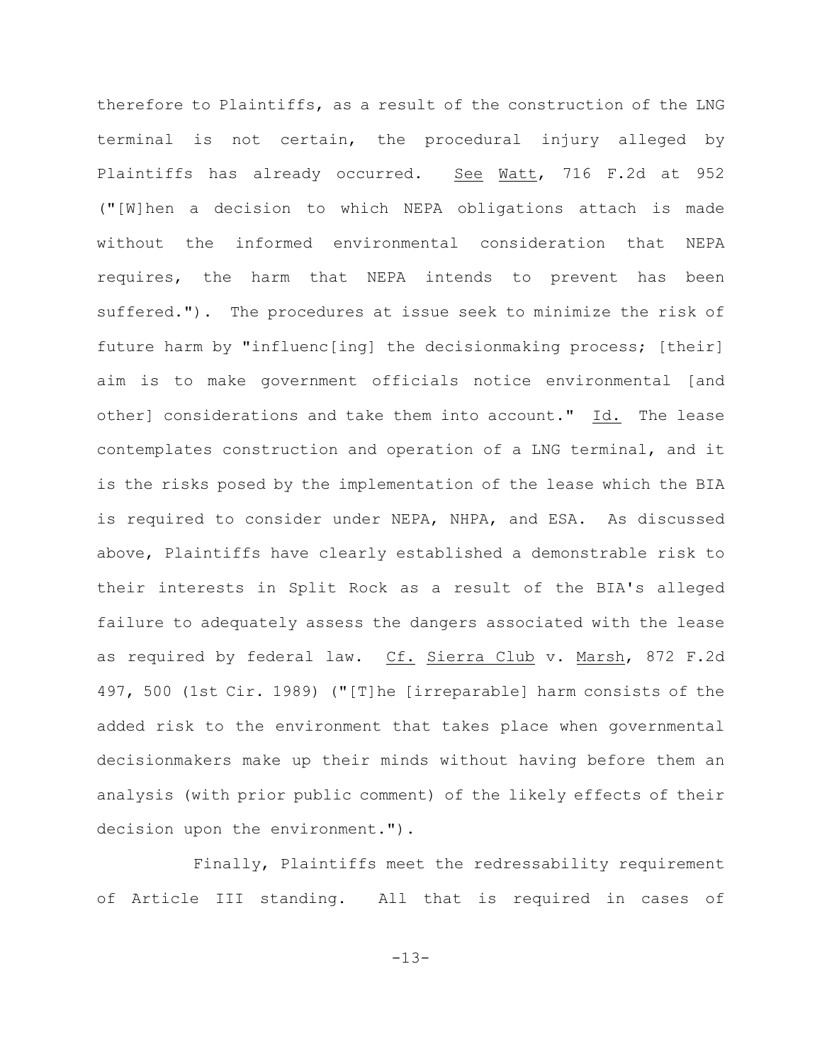therefore to Plaintiffs, as a result of the construction of the LNG terminal is not certain, the procedural injury alleged by Plaintiffs has already occurred. See Watt, 716 F.2d at 952 ("[W]hen a decision to which NEPA obligations attach is made without the informed environmental consideration that NEPA requires, the harm that NEPA intends to prevent has been suffered."). The procedures at issue seek to minimize the risk of future harm by "influenc[ing] the decisionmaking process; [their] aim is to make government officials notice environmental [and other] considerations and take them into account." Id. The lease contemplates construction and operation of a LNG terminal, and it is the risks posed by the implementation of the lease which the BIA is required to consider under NEPA, NHPA, and ESA. As discussed above, Plaintiffs have clearly established a demonstrable risk to their interests in Split Rock as a result of the BIA's alleged failure to adequately assess the dangers associated with the lease as required by federal law. Cf. Sierra Club v. Marsh, 872 F.2d 497, 500 (1st Cir. 1989) ("[T]he [irreparable] harm consists of the added risk to the environment that takes place when governmental decisionmakers make up their minds without having before them an analysis (with prior public comment) of the likely effects of their decision upon the environment.").

Finally, Plaintiffs meet the redressability requirement of Article III standing. All that is required in cases of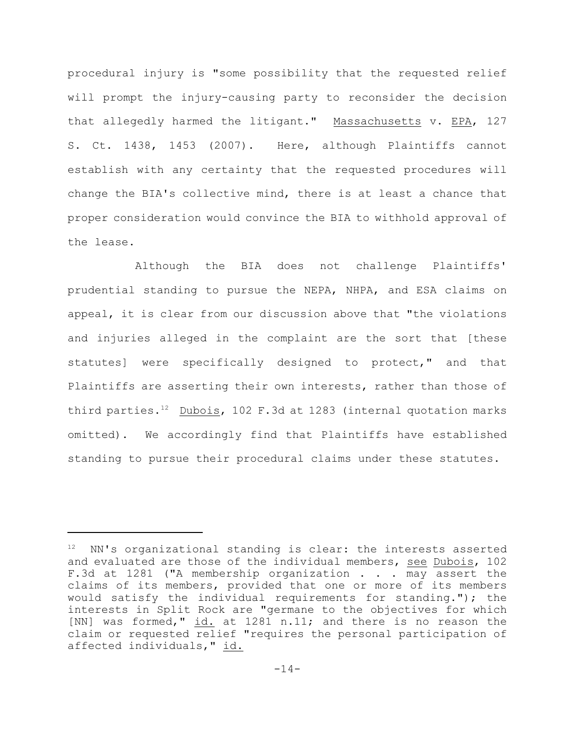procedural injury is "some possibility that the requested relief will prompt the injury-causing party to reconsider the decision that allegedly harmed the litigant." Massachusetts v. EPA, 127 S. Ct. 1438, 1453 (2007). Here, although Plaintiffs cannot establish with any certainty that the requested procedures will change the BIA's collective mind, there is at least a chance that proper consideration would convince the BIA to withhold approval of the lease.

Although the BIA does not challenge Plaintiffs' prudential standing to pursue the NEPA, NHPA, and ESA claims on appeal, it is clear from our discussion above that "the violations and injuries alleged in the complaint are the sort that [these statutes] were specifically designed to protect," and that Plaintiffs are asserting their own interests, rather than those of third parties.[12] Dubois, 102 F.3d at 1283 (internal quotation marks omitted). We accordingly find that Plaintiffs have established standing to pursue their procedural claims under these statutes.

---

[12] NN's organizational standing is clear: the interests asserted and evaluated are those of the individual members, see Dubois, 102 F.3d at 1281 ("A membership organization . . . may assert the claims of its members, provided that one or more of its members would satisfy the individual requirements for standing."); the interests in Split Rock are "germane to the objectives for which [NN] was formed," id. at 1281 n.11; and there is no reason the claim or requested relief "requires the personal participation of affected individuals," id.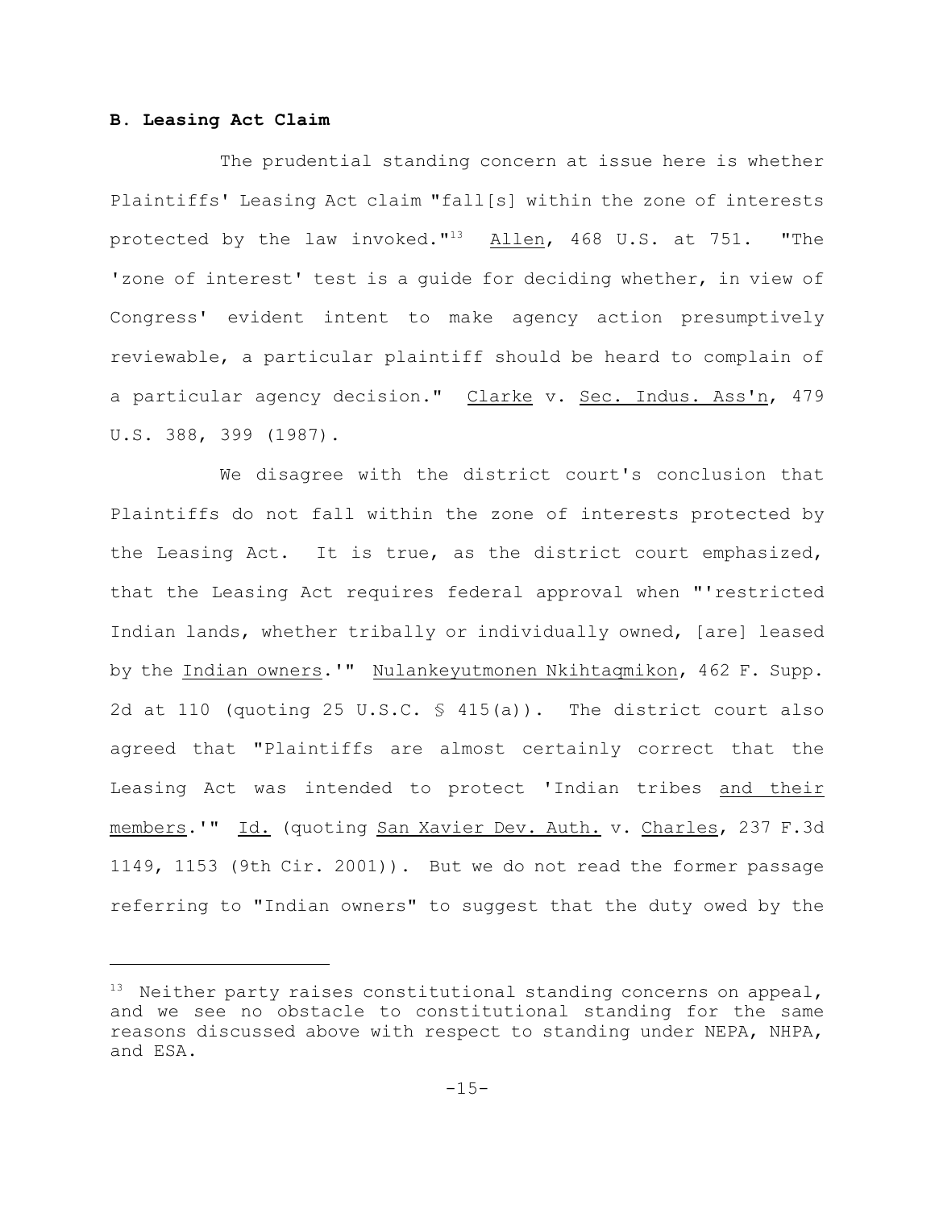**B. Leasing Act Claim**

The prudential standing concern at issue here is whether Plaintiffs' Leasing Act claim "fall[s] within the zone of interests protected by the law invoked."[13] Allen, 468 U.S. at 751. "The 'zone of interest' test is a guide for deciding whether, in view of Congress' evident intent to make agency action presumptively reviewable, a particular plaintiff should be heard to complain of a particular agency decision." Clarke v. Sec. Indus. Ass'n, 479 U.S. 388, 399 (1987).

We disagree with the district court's conclusion that Plaintiffs do not fall within the zone of interests protected by the Leasing Act. It is true, as the district court emphasized, that the Leasing Act requires federal approval when "'restricted Indian lands, whether tribally or individually owned, [are] leased by the Indian owners.'" Nulankeyutmonen Nkihtaqmikon, 462 F. Supp. 2d at 110 (quoting 25 U.S.C. § 415(a)). The district court also agreed that "Plaintiffs are almost certainly correct that the Leasing Act was intended to protect 'Indian tribes and their members.'" Id. (quoting San Xavier Dev. Auth. v. Charles, 237 F.3d 1149, 1153 (9th Cir. 2001)). But we do not read the former passage referring to "Indian owners" to suggest that the duty owed by the

---

[13] Neither party raises constitutional standing concerns on appeal, and we see no obstacle to constitutional standing for the same reasons discussed above with respect to standing under NEPA, NHPA, and ESA.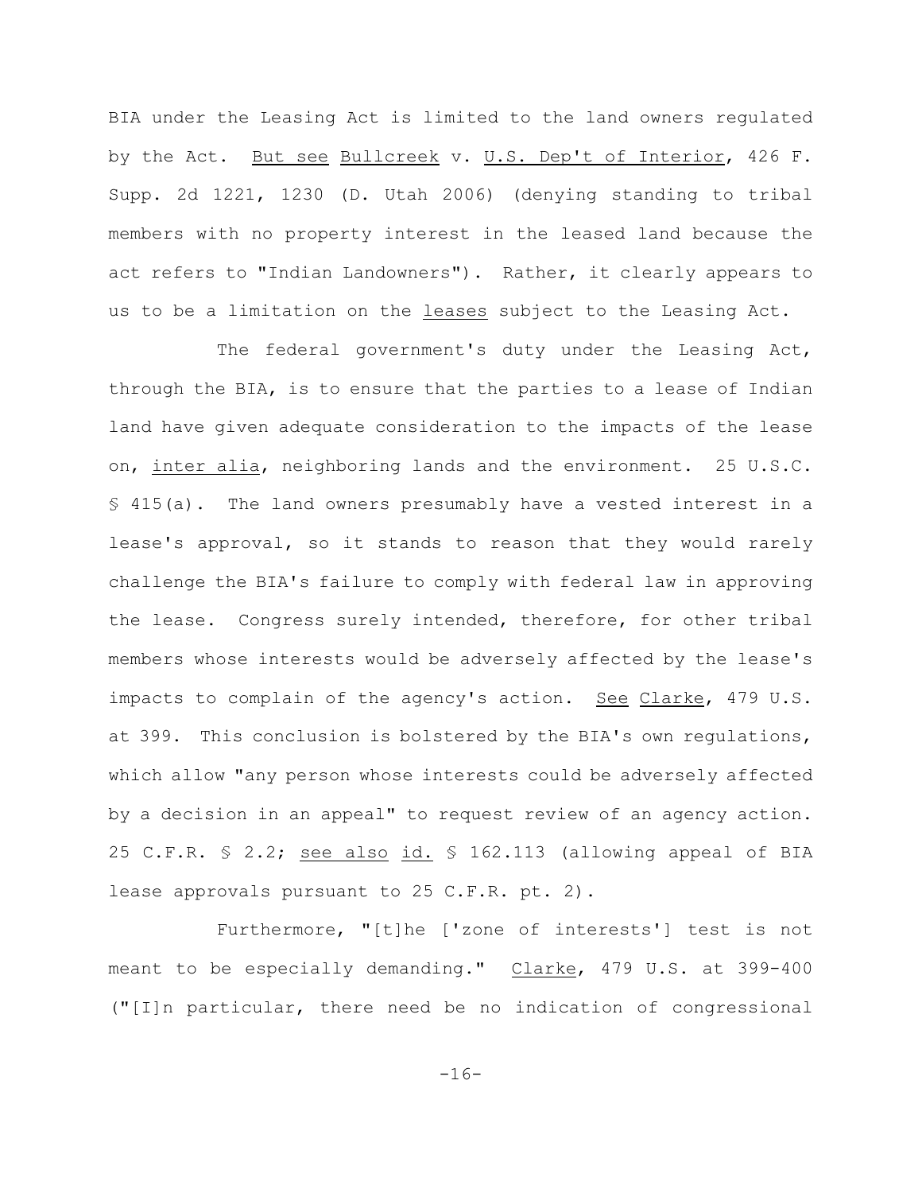BIA under the Leasing Act is limited to the land owners regulated by the Act. _But see_ _Bullcreek_ v. _U.S. Dep't of Interior_, 426 F. Supp. 2d 1221, 1230 (D. Utah 2006) (denying standing to tribal members with no property interest in the leased land because the act refers to "Indian Landowners"). Rather, it clearly appears to us to be a limitation on the _leases_ subject to the Leasing Act.

The federal government's duty under the Leasing Act, through the BIA, is to ensure that the parties to a lease of Indian land have given adequate consideration to the impacts of the lease on, _inter alia_, neighboring lands and the environment. 25 U.S.C. § 415(a). The land owners presumably have a vested interest in a lease's approval, so it stands to reason that they would rarely challenge the BIA's failure to comply with federal law in approving the lease. Congress surely intended, therefore, for other tribal members whose interests would be adversely affected by the lease's impacts to complain of the agency's action. _See_ _Clarke_, 479 U.S. at 399. This conclusion is bolstered by the BIA's own regulations, which allow "any person whose interests could be adversely affected by a decision in an appeal" to request review of an agency action. 25 C.F.R. § 2.2; _see also_ _id._ § 162.113 (allowing appeal of BIA lease approvals pursuant to 25 C.F.R. pt. 2).

Furthermore, "[t]he ['zone of interests'] test is not meant to be especially demanding." _Clarke_, 479 U.S. at 399-400 ("[I]n particular, there need be no indication of congressional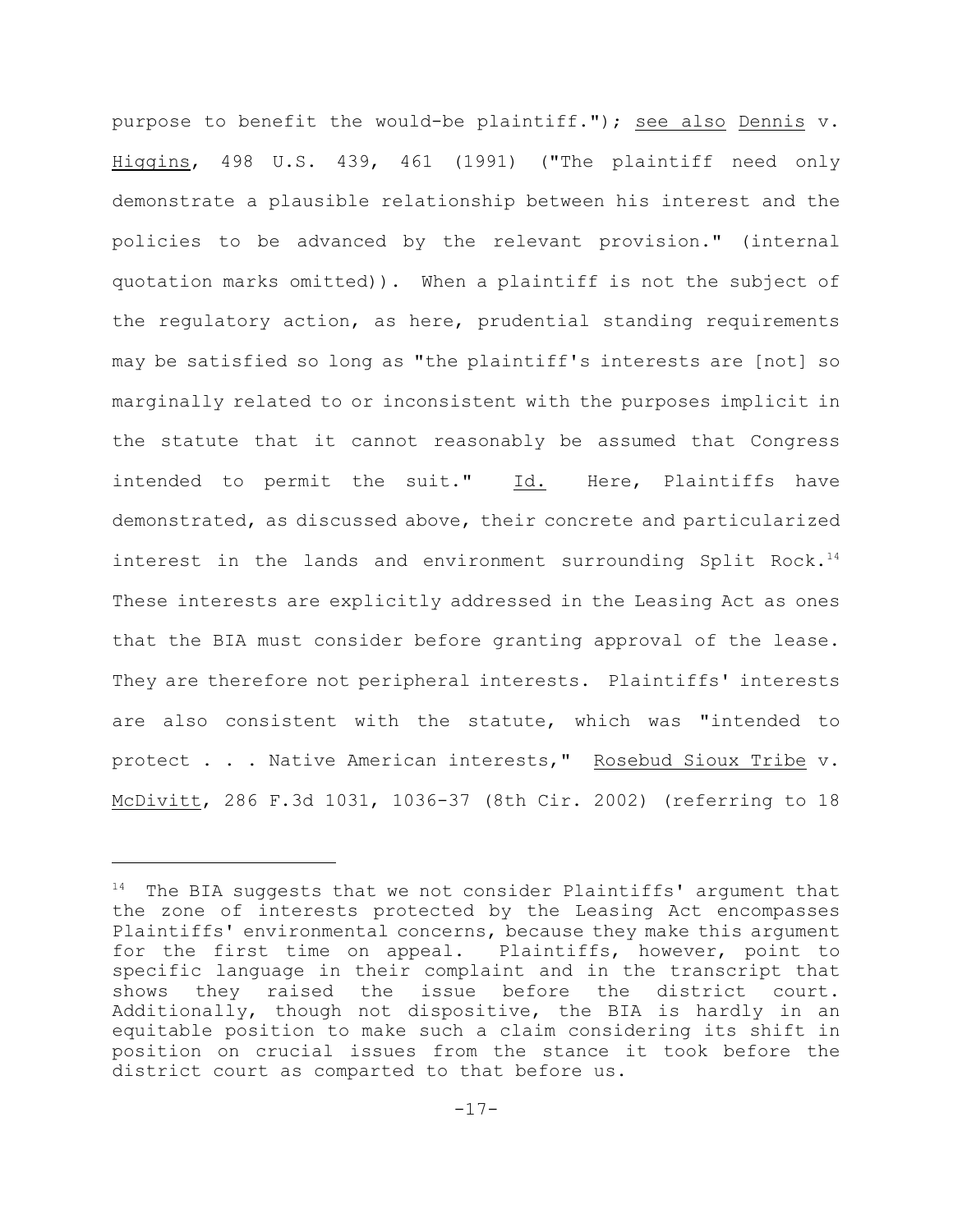purpose to benefit the would-be plaintiff."); see also Dennis v. Higgins, 498 U.S. 439, 461 (1991) ("The plaintiff need only demonstrate a plausible relationship between his interest and the policies to be advanced by the relevant provision." (internal quotation marks omitted)). When a plaintiff is not the subject of the regulatory action, as here, prudential standing requirements may be satisfied so long as "the plaintiff's interests are [not] so marginally related to or inconsistent with the purposes implicit in the statute that it cannot reasonably be assumed that Congress intended to permit the suit." Id. Here, Plaintiffs have demonstrated, as discussed above, their concrete and particularized interest in the lands and environment surrounding Split Rock.[14] These interests are explicitly addressed in the Leasing Act as ones that the BIA must consider before granting approval of the lease. They are therefore not peripheral interests. Plaintiffs' interests are also consistent with the statute, which was "intended to protect . . . Native American interests," Rosebud Sioux Tribe v. McDivitt, 286 F.3d 1031, 1036-37 (8th Cir. 2002) (referring to 18

---

[14] The BIA suggests that we not consider Plaintiffs' argument that the zone of interests protected by the Leasing Act encompasses Plaintiffs' environmental concerns, because they make this argument for the first time on appeal. Plaintiffs, however, point to specific language in their complaint and in the transcript that shows they raised the issue before the district court. Additionally, though not dispositive, the BIA is hardly in an equitable position to make such a claim considering its shift in position on crucial issues from the stance it took before the district court as comparted to that before us.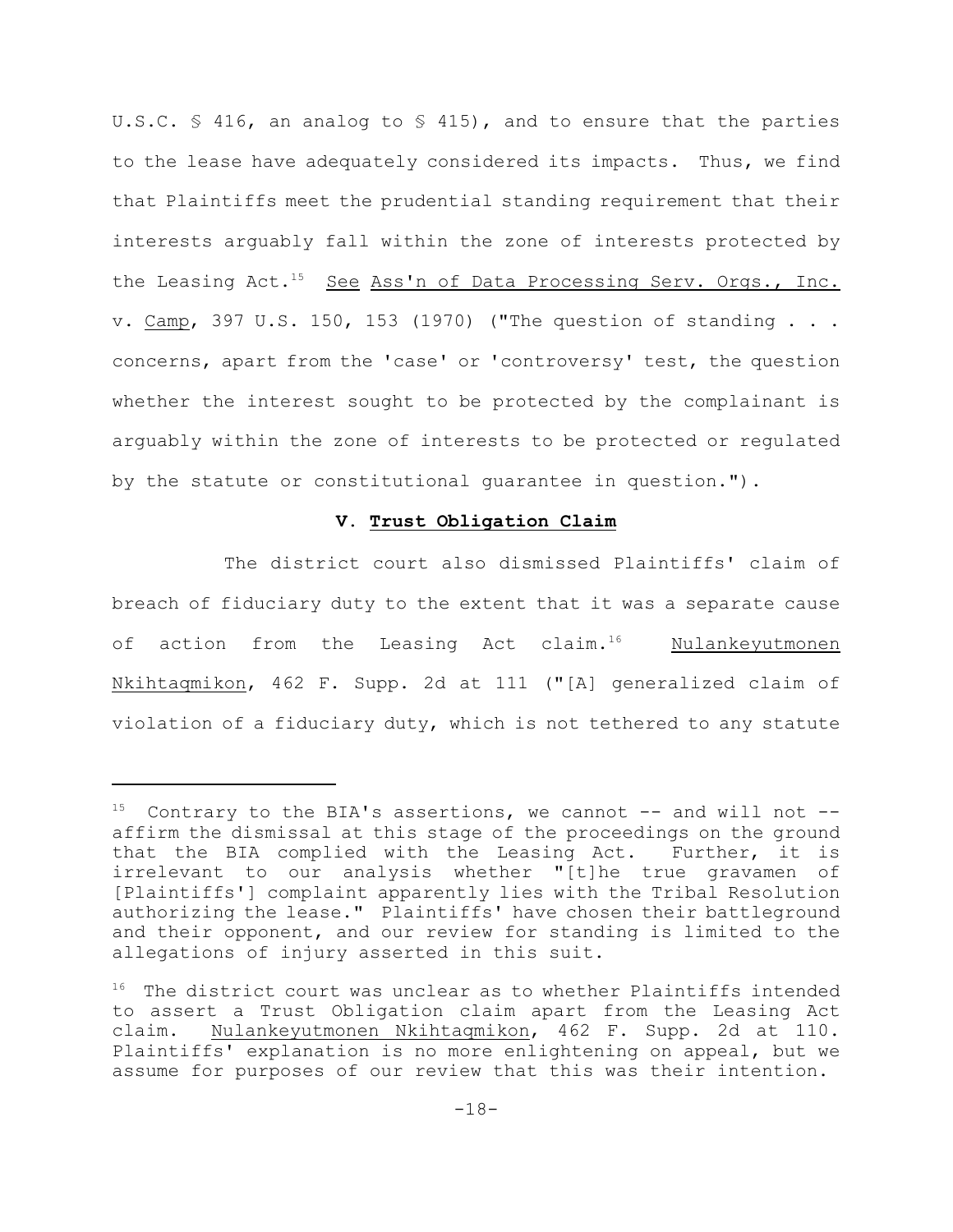U.S.C. § 416, an analog to § 415), and to ensure that the parties to the lease have adequately considered its impacts. Thus, we find that Plaintiffs meet the prudential standing requirement that their interests arguably fall within the zone of interests protected by the Leasing Act.[15] See Ass'n of Data Processing Serv. Orgs., Inc. v. Camp, 397 U.S. 150, 153 (1970) ("The question of standing . . . concerns, apart from the 'case' or 'controversy' test, the question whether the interest sought to be protected by the complainant is arguably within the zone of interests to be protected or regulated by the statute or constitutional guarantee in question.").

## V. Trust Obligation Claim

The district court also dismissed Plaintiffs' claim of breach of fiduciary duty to the extent that it was a separate cause of action from the Leasing Act claim.[16] Nulankeyutmonen Nkihtaqmikon, 462 F. Supp. 2d at 111 ("[A] generalized claim of violation of a fiduciary duty, which is not tethered to any statute

---

[15] Contrary to the BIA's assertions, we cannot -- and will not -- affirm the dismissal at this stage of the proceedings on the ground that the BIA complied with the Leasing Act. Further, it is irrelevant to our analysis whether "[t]he true gravamen of [Plaintiffs'] complaint apparently lies with the Tribal Resolution authorizing the lease." Plaintiffs' have chosen their battleground and their opponent, and our review for standing is limited to the allegations of injury asserted in this suit.

[16] The district court was unclear as to whether Plaintiffs intended to assert a Trust Obligation claim apart from the Leasing Act claim. Nulankeyutmonen Nkihtaqmikon, 462 F. Supp. 2d at 110. Plaintiffs' explanation is no more enlightening on appeal, but we assume for purposes of our review that this was their intention.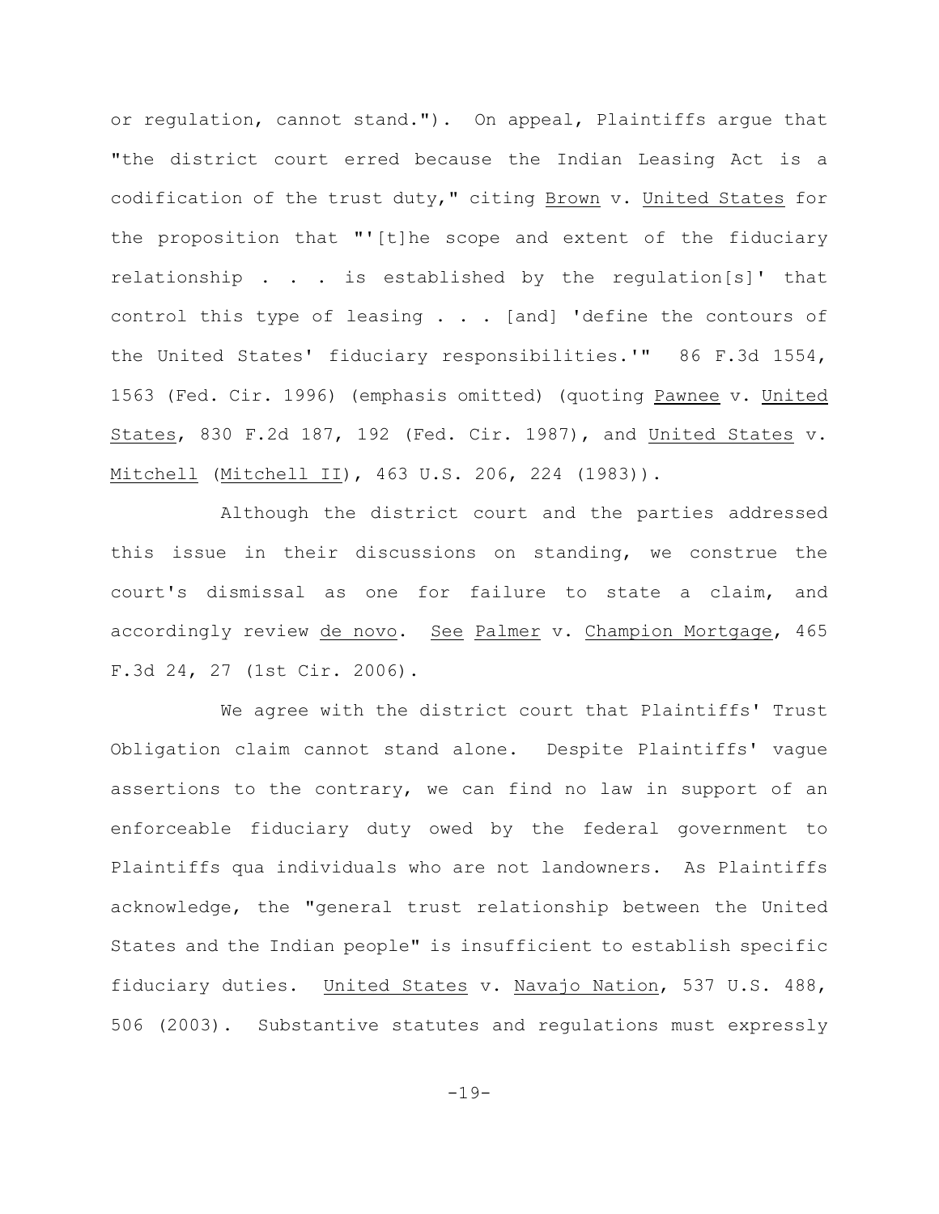or regulation, cannot stand."). On appeal, Plaintiffs argue that "the district court erred because the Indian Leasing Act is a codification of the trust duty," citing Brown v. United States for the proposition that "'[t]he scope and extent of the fiduciary relationship . . . is established by the regulation[s]' that control this type of leasing . . . [and] 'define the contours of the United States' fiduciary responsibilities.'" 86 F.3d 1554, 1563 (Fed. Cir. 1996) (emphasis omitted) (quoting Pawnee v. United States, 830 F.2d 187, 192 (Fed. Cir. 1987), and United States v. Mitchell (Mitchell II), 463 U.S. 206, 224 (1983)).

Although the district court and the parties addressed this issue in their discussions on standing, we construe the court's dismissal as one for failure to state a claim, and accordingly review de novo. See Palmer v. Champion Mortgage, 465 F.3d 24, 27 (1st Cir. 2006).

We agree with the district court that Plaintiffs' Trust Obligation claim cannot stand alone. Despite Plaintiffs' vague assertions to the contrary, we can find no law in support of an enforceable fiduciary duty owed by the federal government to Plaintiffs qua individuals who are not landowners. As Plaintiffs acknowledge, the "general trust relationship between the United States and the Indian people" is insufficient to establish specific fiduciary duties. United States v. Navajo Nation, 537 U.S. 488, 506 (2003). Substantive statutes and regulations must expressly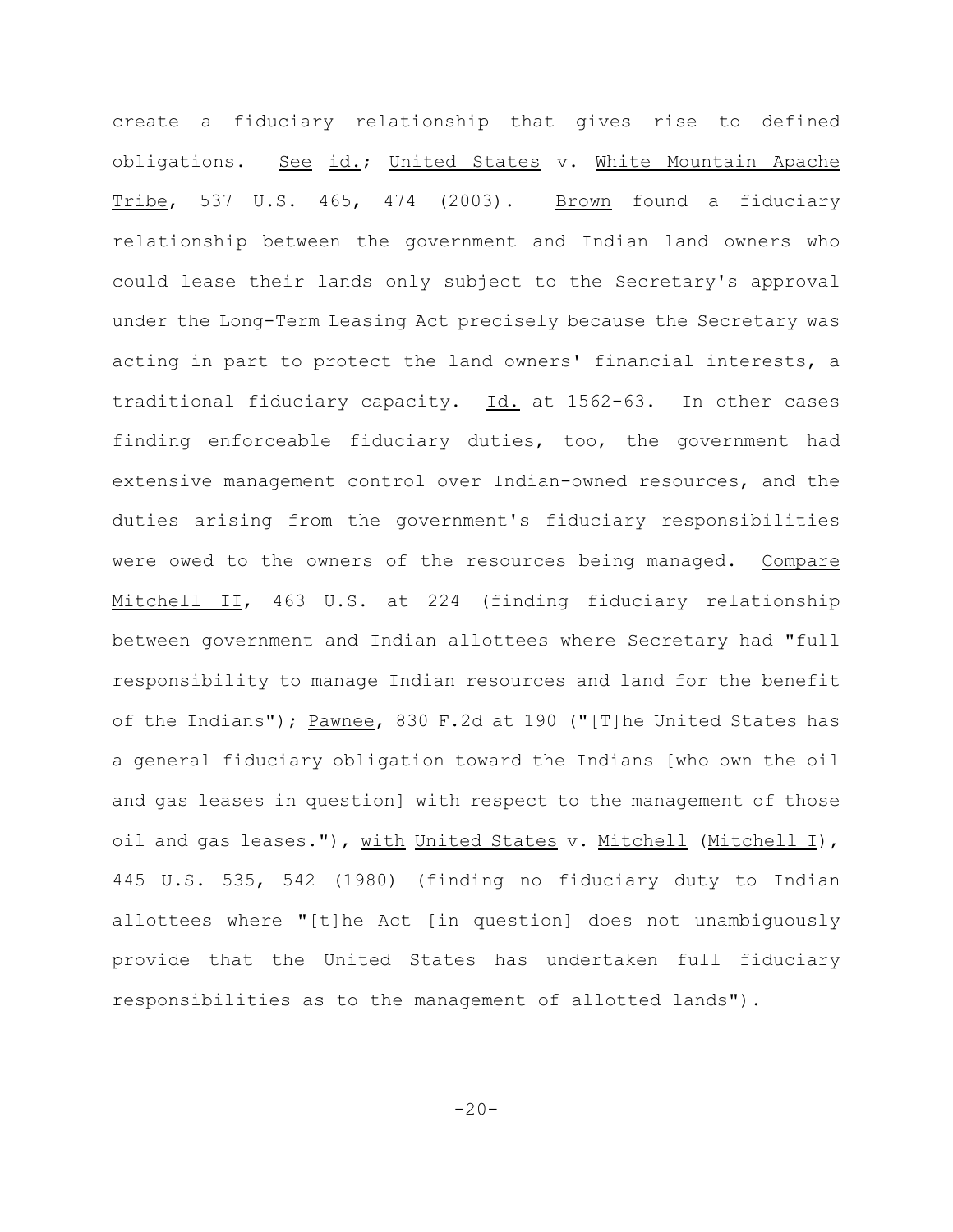create a fiduciary relationship that gives rise to defined obligations. See id.; United States v. White Mountain Apache Tribe, 537 U.S. 465, 474 (2003). Brown found a fiduciary relationship between the government and Indian land owners who could lease their lands only subject to the Secretary's approval under the Long-Term Leasing Act precisely because the Secretary was acting in part to protect the land owners' financial interests, a traditional fiduciary capacity. Id. at 1562-63. In other cases finding enforceable fiduciary duties, too, the government had extensive management control over Indian-owned resources, and the duties arising from the government's fiduciary responsibilities were owed to the owners of the resources being managed. Compare Mitchell II, 463 U.S. at 224 (finding fiduciary relationship between government and Indian allottees where Secretary had "full responsibility to manage Indian resources and land for the benefit of the Indians"); Pawnee, 830 F.2d at 190 ("[T]he United States has a general fiduciary obligation toward the Indians [who own the oil and gas leases in question] with respect to the management of those oil and gas leases."), with United States v. Mitchell (Mitchell I), 445 U.S. 535, 542 (1980) (finding no fiduciary duty to Indian allottees where "[t]he Act [in question] does not unambiguously provide that the United States has undertaken full fiduciary responsibilities as to the management of allotted lands").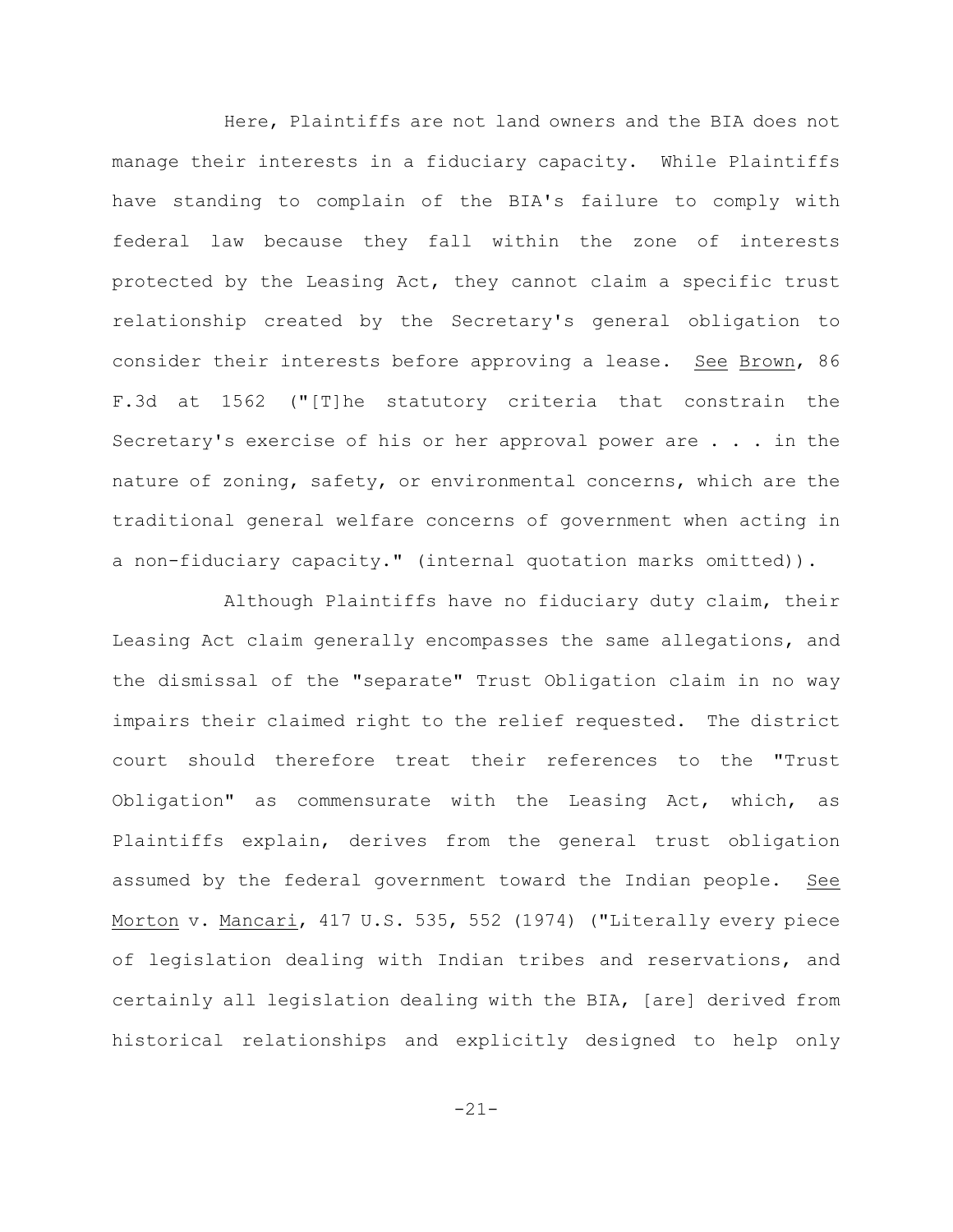Here, Plaintiffs are not land owners and the BIA does not manage their interests in a fiduciary capacity. While Plaintiffs have standing to complain of the BIA's failure to comply with federal law because they fall within the zone of interests protected by the Leasing Act, they cannot claim a specific trust relationship created by the Secretary's general obligation to consider their interests before approving a lease. See Brown, 86 F.3d at 1562 ("[T]he statutory criteria that constrain the Secretary's exercise of his or her approval power are . . . in the nature of zoning, safety, or environmental concerns, which are the traditional general welfare concerns of government when acting in a non-fiduciary capacity." (internal quotation marks omitted)).

Although Plaintiffs have no fiduciary duty claim, their Leasing Act claim generally encompasses the same allegations, and the dismissal of the "separate" Trust Obligation claim in no way impairs their claimed right to the relief requested. The district court should therefore treat their references to the "Trust Obligation" as commensurate with the Leasing Act, which, as Plaintiffs explain, derives from the general trust obligation assumed by the federal government toward the Indian people. See Morton v. Mancari, 417 U.S. 535, 552 (1974) ("Literally every piece of legislation dealing with Indian tribes and reservations, and certainly all legislation dealing with the BIA, [are] derived from historical relationships and explicitly designed to help only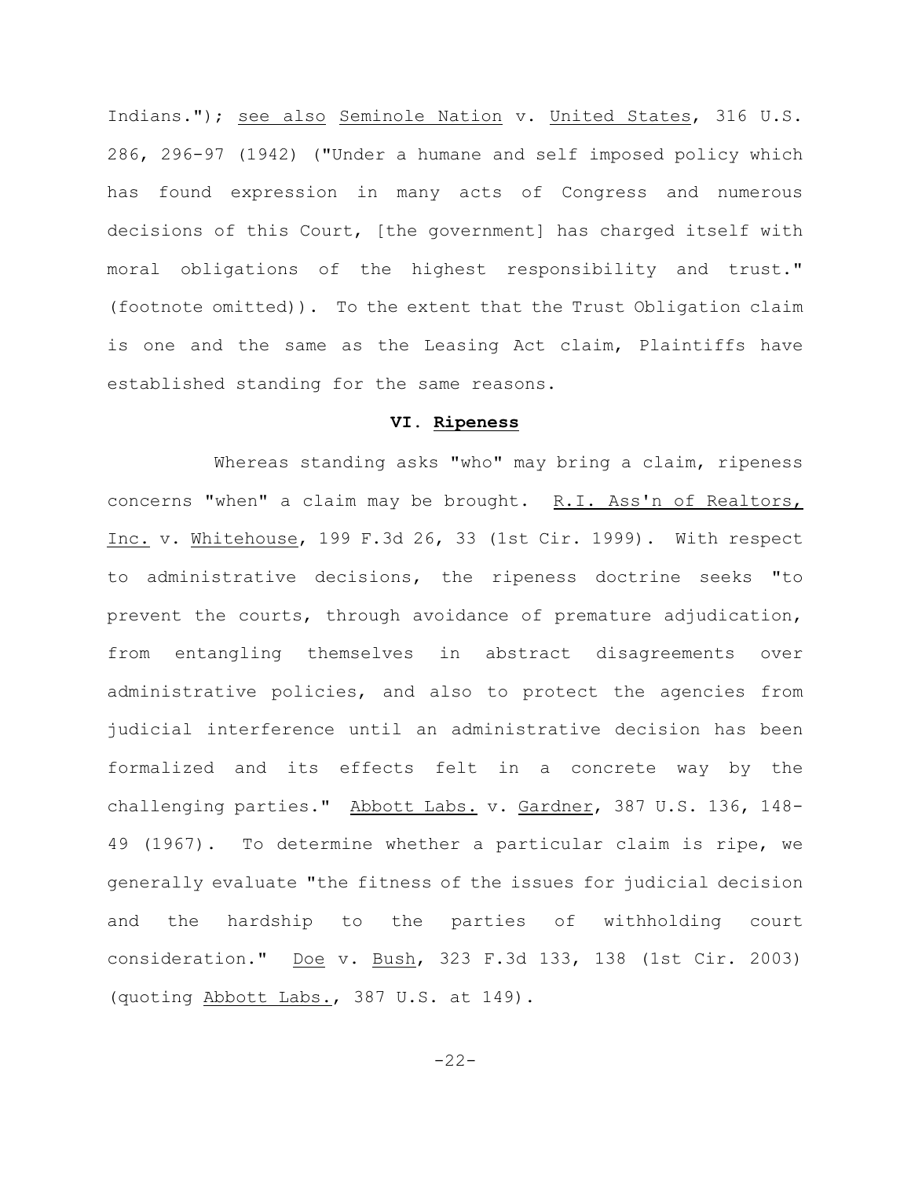Indians."); see also Seminole Nation v. United States, 316 U.S. 286, 296-97 (1942) ("Under a humane and self imposed policy which has found expression in many acts of Congress and numerous decisions of this Court, [the government] has charged itself with moral obligations of the highest responsibility and trust." (footnote omitted)). To the extent that the Trust Obligation claim is one and the same as the Leasing Act claim, Plaintiffs have established standing for the same reasons.

## VI. Ripeness

Whereas standing asks "who" may bring a claim, ripeness concerns "when" a claim may be brought. R.I. Ass'n of Realtors, Inc. v. Whitehouse, 199 F.3d 26, 33 (1st Cir. 1999). With respect to administrative decisions, the ripeness doctrine seeks "to prevent the courts, through avoidance of premature adjudication, from entangling themselves in abstract disagreements over administrative policies, and also to protect the agencies from judicial interference until an administrative decision has been formalized and its effects felt in a concrete way by the challenging parties." Abbott Labs. v. Gardner, 387 U.S. 136, 148-49 (1967). To determine whether a particular claim is ripe, we generally evaluate "the fitness of the issues for judicial decision and the hardship to the parties of withholding court consideration." Doe v. Bush, 323 F.3d 133, 138 (1st Cir. 2003) (quoting Abbott Labs., 387 U.S. at 149).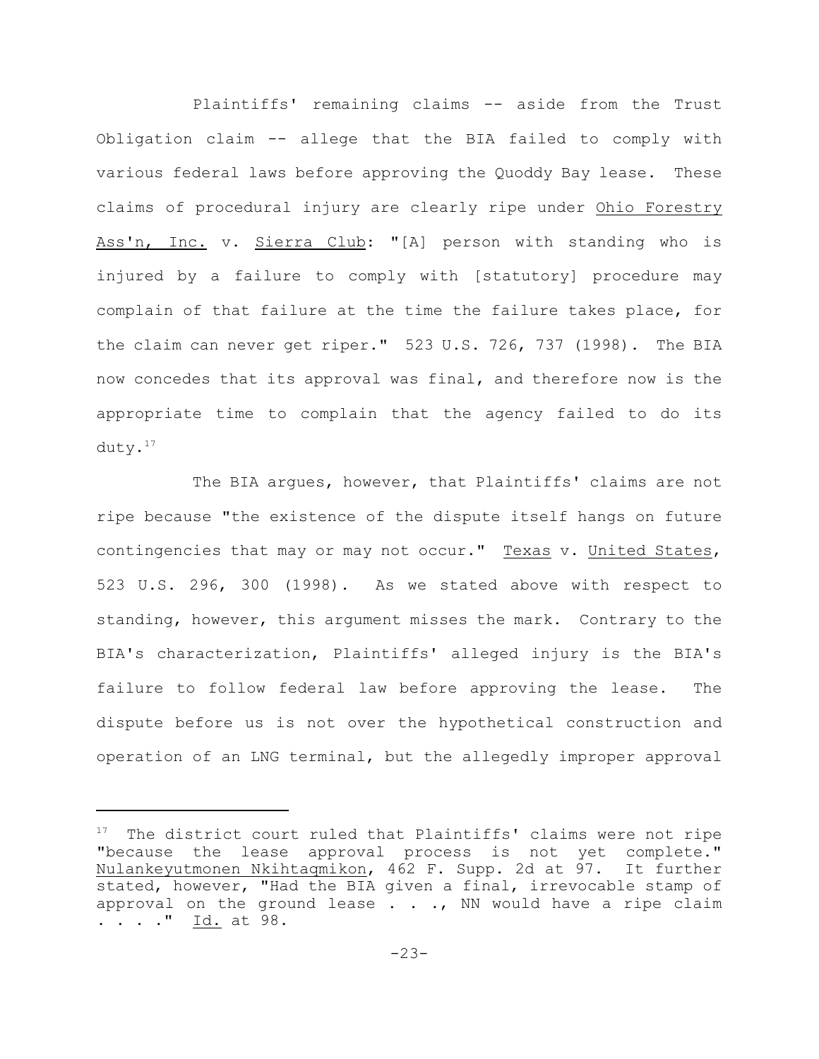Plaintiffs' remaining claims -- aside from the Trust Obligation claim -- allege that the BIA failed to comply with various federal laws before approving the Quoddy Bay lease. These claims of procedural injury are clearly ripe under Ohio Forestry Ass'n, Inc. v. Sierra Club: "[A] person with standing who is injured by a failure to comply with [statutory] procedure may complain of that failure at the time the failure takes place, for the claim can never get riper." 523 U.S. 726, 737 (1998). The BIA now concedes that its approval was final, and therefore now is the appropriate time to complain that the agency failed to do its duty.[17]

The BIA argues, however, that Plaintiffs' claims are not ripe because "the existence of the dispute itself hangs on future contingencies that may or may not occur." Texas v. United States, 523 U.S. 296, 300 (1998). As we stated above with respect to standing, however, this argument misses the mark. Contrary to the BIA's characterization, Plaintiffs' alleged injury is the BIA's failure to follow federal law before approving the lease. The dispute before us is not over the hypothetical construction and operation of an LNG terminal, but the allegedly improper approval

---

[17] The district court ruled that Plaintiffs' claims were not ripe "because the lease approval process is not yet complete." Nulankeyutmonen Nkihtaqmikon, 462 F. Supp. 2d at 97. It further stated, however, "Had the BIA given a final, irrevocable stamp of approval on the ground lease . . ., NN would have a ripe claim . . . ." Id. at 98.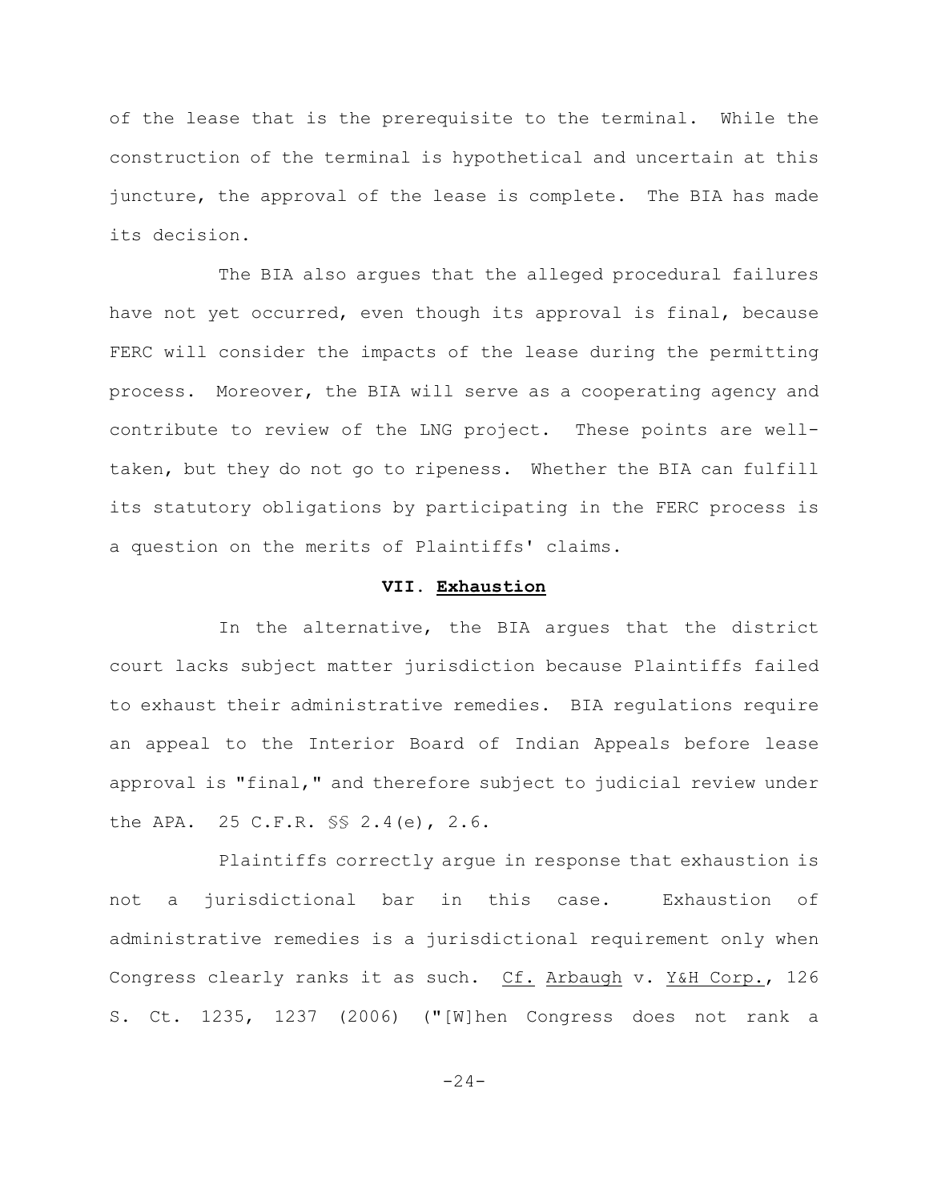of the lease that is the prerequisite to the terminal. While the construction of the terminal is hypothetical and uncertain at this juncture, the approval of the lease is complete. The BIA has made its decision.

The BIA also argues that the alleged procedural failures have not yet occurred, even though its approval is final, because FERC will consider the impacts of the lease during the permitting process. Moreover, the BIA will serve as a cooperating agency and contribute to review of the LNG project. These points are well-taken, but they do not go to ripeness. Whether the BIA can fulfill its statutory obligations by participating in the FERC process is a question on the merits of Plaintiffs' claims.

## VII. Exhaustion

In the alternative, the BIA argues that the district court lacks subject matter jurisdiction because Plaintiffs failed to exhaust their administrative remedies. BIA regulations require an appeal to the Interior Board of Indian Appeals before lease approval is "final," and therefore subject to judicial review under the APA. 25 C.F.R. §§ 2.4(e), 2.6.

Plaintiffs correctly argue in response that exhaustion is not a jurisdictional bar in this case. Exhaustion of administrative remedies is a jurisdictional requirement only when Congress clearly ranks it as such. Cf. Arbaugh v. Y&H Corp., 126 S. Ct. 1235, 1237 (2006) ("[W]hen Congress does not rank a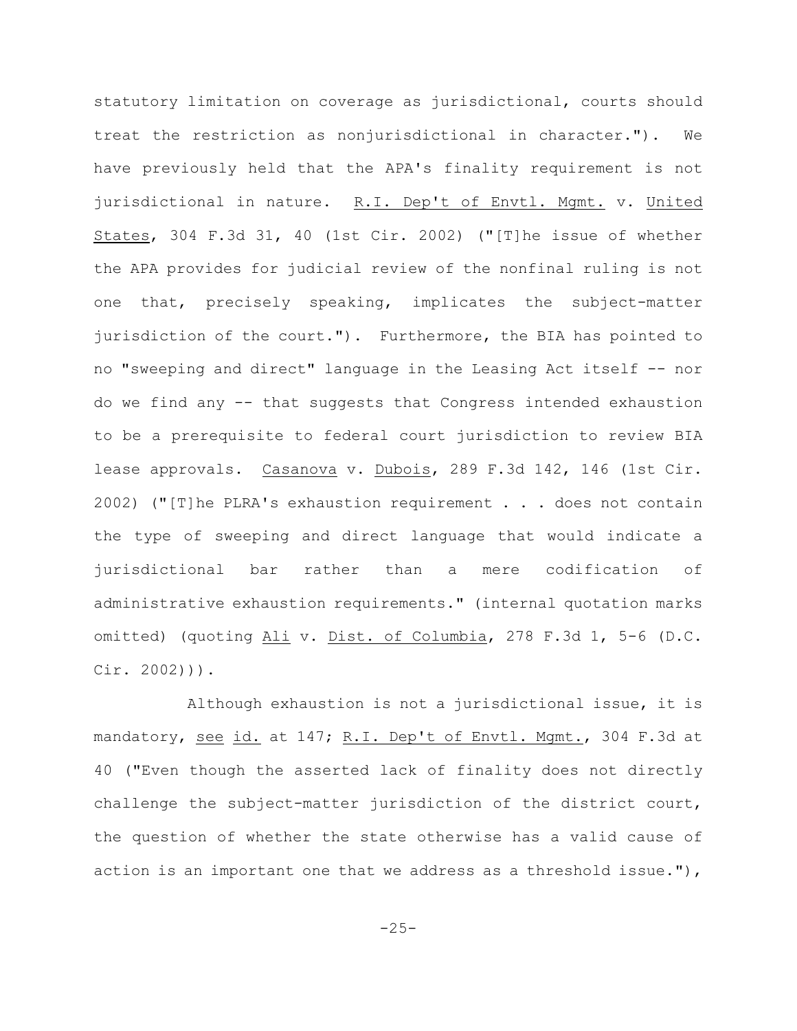statutory limitation on coverage as jurisdictional, courts should treat the restriction as nonjurisdictional in character."). We have previously held that the APA's finality requirement is not jurisdictional in nature. R.I. Dep't of Envtl. Mgmt. v. United States, 304 F.3d 31, 40 (1st Cir. 2002) ("[T]he issue of whether the APA provides for judicial review of the nonfinal ruling is not one that, precisely speaking, implicates the subject-matter jurisdiction of the court."). Furthermore, the BIA has pointed to no "sweeping and direct" language in the Leasing Act itself -- nor do we find any -- that suggests that Congress intended exhaustion to be a prerequisite to federal court jurisdiction to review BIA lease approvals. Casanova v. Dubois, 289 F.3d 142, 146 (1st Cir. 2002) ("[T]he PLRA's exhaustion requirement . . . does not contain the type of sweeping and direct language that would indicate a jurisdictional bar rather than a mere codification of administrative exhaustion requirements." (internal quotation marks omitted) (quoting Ali v. Dist. of Columbia, 278 F.3d 1, 5-6 (D.C. Cir. 2002))).

Although exhaustion is not a jurisdictional issue, it is mandatory, see id. at 147; R.I. Dep't of Envtl. Mgmt., 304 F.3d at 40 ("Even though the asserted lack of finality does not directly challenge the subject-matter jurisdiction of the district court, the question of whether the state otherwise has a valid cause of action is an important one that we address as a threshold issue."),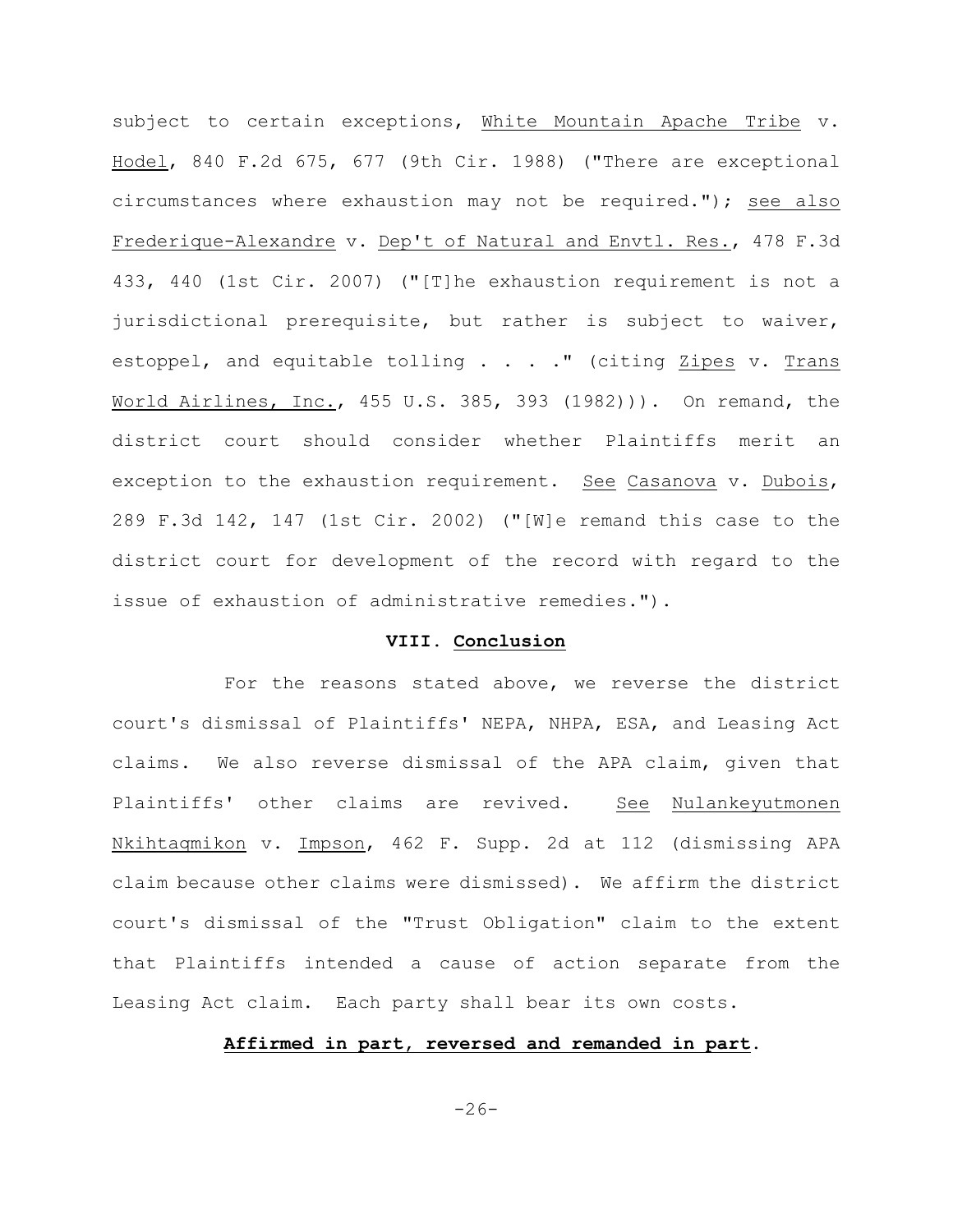subject to certain exceptions, White Mountain Apache Tribe v. Hodel, 840 F.2d 675, 677 (9th Cir. 1988) ("There are exceptional circumstances where exhaustion may not be required."); see also Frederique-Alexandre v. Dep't of Natural and Envtl. Res., 478 F.3d 433, 440 (1st Cir. 2007) ("[T]he exhaustion requirement is not a jurisdictional prerequisite, but rather is subject to waiver, estoppel, and equitable tolling . . . ." (citing Zipes v. Trans World Airlines, Inc., 455 U.S. 385, 393 (1982))). On remand, the district court should consider whether Plaintiffs merit an exception to the exhaustion requirement. See Casanova v. Dubois, 289 F.3d 142, 147 (1st Cir. 2002) ("[W]e remand this case to the district court for development of the record with regard to the issue of exhaustion of administrative remedies.").

## VIII. Conclusion

For the reasons stated above, we reverse the district court's dismissal of Plaintiffs' NEPA, NHPA, ESA, and Leasing Act claims. We also reverse dismissal of the APA claim, given that Plaintiffs' other claims are revived. See Nulankeyutmonen Nkihtaqmikon v. Impson, 462 F. Supp. 2d at 112 (dismissing APA claim because other claims were dismissed). We affirm the district court's dismissal of the "Trust Obligation" claim to the extent that Plaintiffs intended a cause of action separate from the Leasing Act claim. Each party shall bear its own costs.

**Affirmed in part, reversed and remanded in part.**